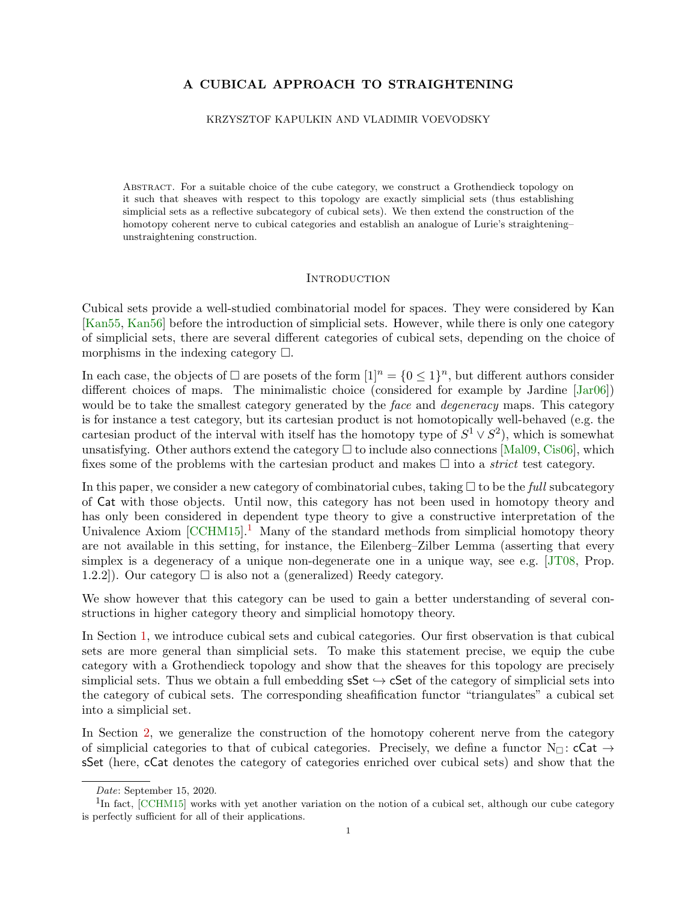# A CUBICAL APPROACH TO STRAIGHTENING

KRZYSZTOF KAPULKIN AND VLADIMIR VOEVODSKY

Abstract. For a suitable choice of the cube category, we construct a Grothendieck topology on it such that sheaves with respect to this topology are exactly simplicial sets (thus establishing simplicial sets as a reflective subcategory of cubical sets). We then extend the construction of the homotopy coherent nerve to cubical categories and establish an analogue of Lurie's straightening–unstraightening construction.

## Introduction

Cubical sets provide a well-studied combinatorial model for spaces. They were considered by Kan [Kan55, Kan56] before the introduction of simplicial sets. However, while there is only one category of simplicial sets, there are several different categories of cubical sets, depending on the choice of morphisms in the indexing category $\square$.

In each case, the objects of $\square$ are posets of the form $[1]^n = \{0 \leq 1\}^n$, but different authors consider different choices of maps. The minimalistic choice (considered for example by Jardine [Jar06]) would be to take the smallest category generated by the *face* and *degeneracy* maps. This category is for instance a test category, but its cartesian product is not homotopically well-behaved (e.g. the cartesian product of the interval with itself has the homotopy type of $S^1 \vee S^2$), which is somewhat unsatisfying. Other authors extend the category $\square$ to include also connections [Mal09, Cis06], which fixes some of the problems with the cartesian product and makes $\square$ into a *strict* test category.

In this paper, we consider a new category of combinatorial cubes, taking $\square$ to be the *full* subcategory of $\mathsf{Cat}$ with those objects. Until now, this category has not been used in homotopy theory and has only been considered in dependent type theory to give a constructive interpretation of the Univalence Axiom [CCHM15].[1] Many of the standard methods from simplicial homotopy theory are not available in this setting, for instance, the Eilenberg–Zilber Lemma (asserting that every simplex is a degeneracy of a unique non-degenerate one in a unique way, see e.g. [JT08, Prop. 1.2.2]). Our category $\square$ is also not a (generalized) Reedy category.

We show however that this category can be used to gain a better understanding of several constructions in higher category theory and simplicial homotopy theory.

In Section 1, we introduce cubical sets and cubical categories. Our first observation is that cubical sets are more general than simplicial sets. To make this statement precise, we equip the cube category with a Grothendieck topology and show that the sheaves for this topology are precisely simplicial sets. Thus we obtain a full embedding $\mathsf{sSet} \hookrightarrow \mathsf{cSet}$ of the category of simplicial sets into the category of cubical sets. The corresponding sheafification functor "triangulates" a cubical set into a simplicial set.

In Section 2, we generalize the construction of the homotopy coherent nerve from the category of simplicial categories to that of cubical categories. Precisely, we define a functor $\mathrm{N}_\square \colon \mathsf{cCat} \to \mathsf{sSet}$ (here, $\mathsf{cCat}$ denotes the category of categories enriched over cubical sets) and show that the

*Date*: September 15, 2020.

[1] In fact, [CCHM15] works with yet another variation on the notion of a cubical set, although our cube category is perfectly sufficient for all of their applications.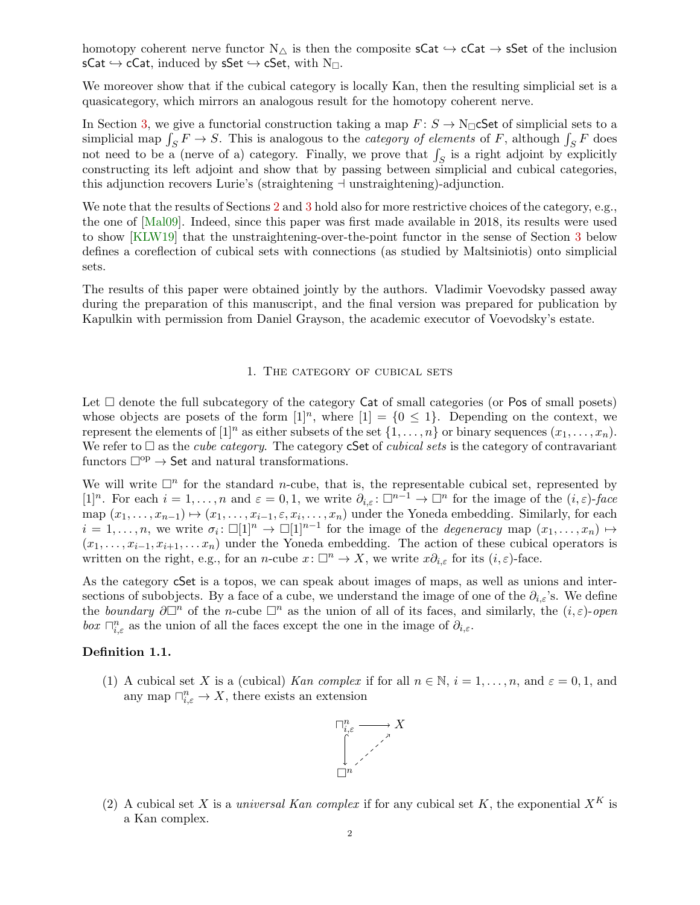homotopy coherent nerve functor $\mathrm{N}_\triangle$ is then the composite $\mathsf{sCat} \hookrightarrow \mathsf{cCat} \to \mathsf{sSet}$ of the inclusion $\mathsf{sCat} \hookrightarrow \mathsf{cCat}$, induced by $\mathsf{sSet} \hookrightarrow \mathsf{cSet}$, with $\mathrm{N}_\square$.

We moreover show that if the cubical category is locally Kan, then the resulting simplicial set is a quasicategory, which mirrors an analogous result for the homotopy coherent nerve.

In Section 3, we give a functorial construction taking a map $F \colon S \to \mathrm{N}_\square\mathsf{cSet}$ of simplicial sets to a simplicial map $\int_S F \to S$. This is analogous to the *category of elements* of $F$, although $\int_S F$ does not need to be a (nerve of a) category. Finally, we prove that $\int_S$ is a right adjoint by explicitly constructing its left adjoint and show that by passing between simplicial and cubical categories, this adjunction recovers Lurie's (straightening $\dashv$ unstraightening)-adjunction.

We note that the results of Sections 2 and 3 hold also for more restrictive choices of the category, e.g., the one of [Mal09]. Indeed, since this paper was first made available in 2018, its results were used to show [KLW19] that the unstraightening-over-the-point functor in the sense of Section 3 below defines a coreflection of cubical sets with connections (as studied by Maltsiniotis) onto simplicial sets.

The results of this paper were obtained jointly by the authors. Vladimir Voevodsky passed away during the preparation of this manuscript, and the final version was prepared for publication by Kapulkin with permission from Daniel Grayson, the academic executor of Voevodsky's estate.

## 1. The category of cubical sets

Let $\square$ denote the full subcategory of the category $\mathsf{Cat}$ of small categories (or $\mathsf{Pos}$ of small posets) whose objects are posets of the form $[1]^n$, where $[1] = \{0 \leq 1\}$. Depending on the context, we represent the elements of $[1]^n$ as either subsets of the set $\{1, \ldots, n\}$ or binary sequences $(x_1, \ldots, x_n)$. We refer to $\square$ as the *cube category*. The category $\mathsf{cSet}$ of *cubical sets* is the category of contravariant functors $\square^{\mathrm{op}} \to \mathsf{Set}$ and natural transformations.

We will write $\square^n$ for the standard $n$-cube, that is, the representable cubical set, represented by $[1]^n$. For each $i = 1, \ldots, n$ and $\varepsilon = 0, 1$, we write $\partial_{i,\varepsilon} \colon \square^{n-1} \to \square^n$ for the image of the $(i,\varepsilon)$-*face* map $(x_1, \ldots, x_{n-1}) \mapsto (x_1, \ldots, x_{i-1}, \varepsilon, x_i, \ldots, x_n)$ under the Yoneda embedding. Similarly, for each $i = 1, \ldots, n$, we write $\sigma_i \colon \square[1]^n \to \square[1]^{n-1}$ for the image of the *degeneracy* map $(x_1, \ldots, x_n) \mapsto (x_1, \ldots, x_{i-1}, x_{i+1}, \ldots x_n)$ under the Yoneda embedding. The action of these cubical operators is written on the right, e.g., for an $n$-cube $x \colon \square^n \to X$, we write $x\partial_{i,\varepsilon}$ for its $(i,\varepsilon)$-face.

As the category $\mathsf{cSet}$ is a topos, we can speak about images of maps, as well as unions and intersections of subobjects. By a face of a cube, we understand the image of one of the $\partial_{i,\varepsilon}$'s. We define the *boundary* $\partial\square^n$ of the $n$-cube $\square^n$ as the union of all of its faces, and similarly, the $(i,\varepsilon)$-*open box* $\sqcap^n_{i,\varepsilon}$ as the union of all the faces except the one in the image of $\partial_{i,\varepsilon}$.

**Definition 1.1.**

(1) A cubical set $X$ is a (cubical) *Kan complex* if for all $n \in \mathbb{N}$, $i = 1, \ldots, n$, and $\varepsilon = 0, 1$, and any map $\sqcap^n_{i,\varepsilon} \to X$, there exists an extension

$$\begin{array}{ccc} \sqcap^n_{i,\varepsilon} & \longrightarrow & X \\ \big\downarrow & \nearrow & \\ \square^n & & \end{array}$$

(2) A cubical set $X$ is a *universal Kan complex* if for any cubical set $K$, the exponential $X^K$ is a Kan complex.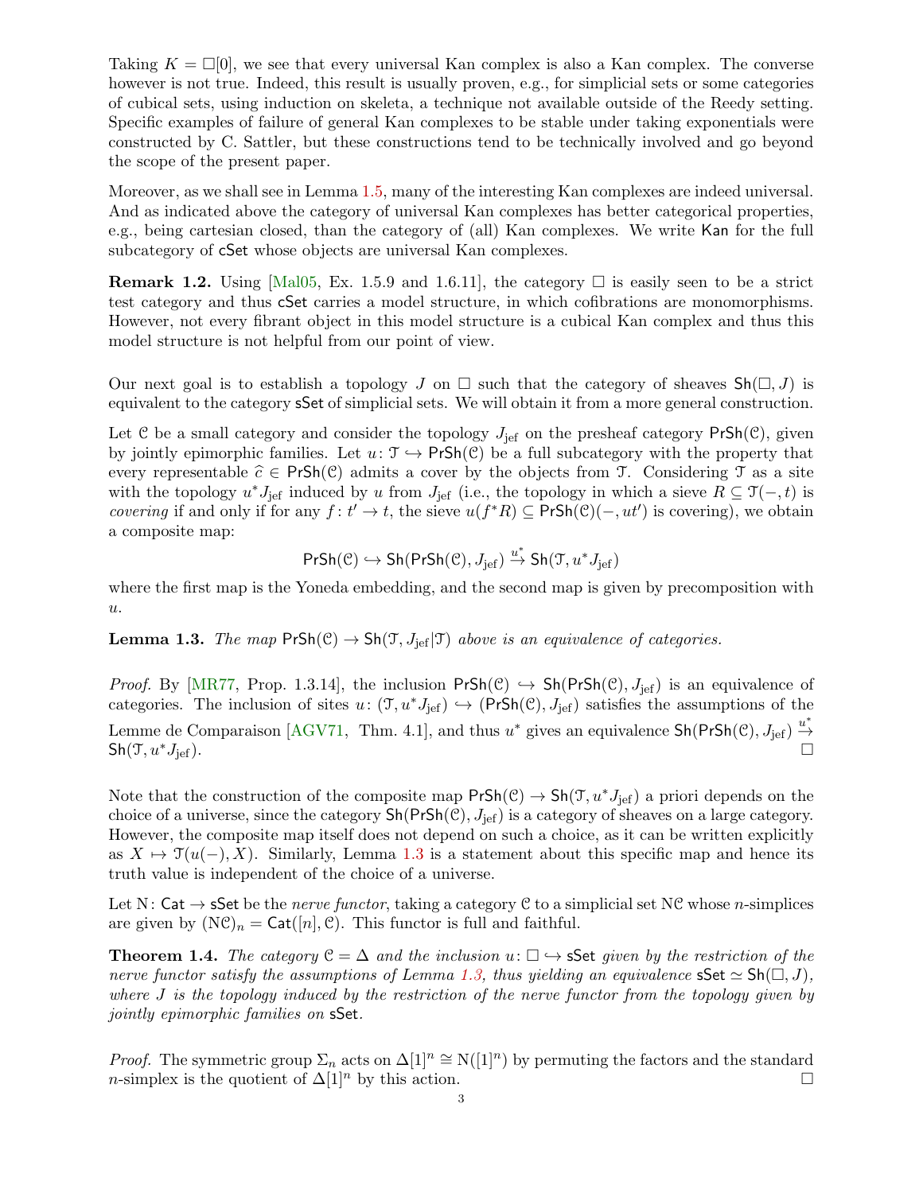Taking $K = \square[0]$, we see that every universal Kan complex is also a Kan complex. The converse however is not true. Indeed, this result is usually proven, e.g., for simplicial sets or some categories of cubical sets, using induction on skeleta, a technique not available outside of the Reedy setting. Specific examples of failure of general Kan complexes to be stable under taking exponentials were constructed by C. Sattler, but these constructions tend to be technically involved and go beyond the scope of the present paper.

Moreover, as we shall see in Lemma 1.5, many of the interesting Kan complexes are indeed universal. And as indicated above the category of universal Kan complexes has better categorical properties, e.g., being cartesian closed, than the category of (all) Kan complexes. We write $\mathsf{Kan}$ for the full subcategory of $\mathsf{cSet}$ whose objects are universal Kan complexes.

**Remark 1.2.** Using [Mal05, Ex. 1.5.9 and 1.6.11], the category $\square$ is easily seen to be a strict test category and thus $\mathsf{cSet}$ carries a model structure, in which cofibrations are monomorphisms. However, not every fibrant object in this model structure is a cubical Kan complex and thus this model structure is not helpful from our point of view.

Our next goal is to establish a topology $J$ on $\square$ such that the category of sheaves $\mathsf{Sh}(\square, J)$ is equivalent to the category $\mathsf{sSet}$ of simplicial sets. We will obtain it from a more general construction.

Let $\mathcal{C}$ be a small category and consider the topology $J_{\text{jef}}$ on the presheaf category $\mathsf{PrSh}(\mathcal{C})$, given by jointly epimorphic families. Let $u \colon \mathcal{T} \hookrightarrow \mathsf{PrSh}(\mathcal{C})$ be a full subcategory with the property that every representable $\widehat{c} \in \mathsf{PrSh}(\mathcal{C})$ admits a cover by the objects from $\mathcal{T}$. Considering $\mathcal{T}$ as a site with the topology $u^*J_{\text{jef}}$ induced by $u$ from $J_{\text{jef}}$ (i.e., the topology in which a sieve $R \subseteq \mathcal{T}(-,t)$ is *covering* if and only if for any $f \colon t' \to t$, the sieve $u(f^*R) \subseteq \mathsf{PrSh}(\mathcal{C})(-, ut')$ is covering), we obtain a composite map:

$$\mathsf{PrSh}(\mathcal{C}) \hookrightarrow \mathsf{Sh}(\mathsf{PrSh}(\mathcal{C}), J_{\text{jef}}) \xrightarrow{u^*} \mathsf{Sh}(\mathcal{T}, u^*J_{\text{jef}})$$

where the first map is the Yoneda embedding, and the second map is given by precomposition with $u$.

**Lemma 1.3.** *The map $\mathsf{PrSh}(\mathcal{C}) \to \mathsf{Sh}(\mathcal{T}, J_{\text{jef}}|\mathcal{T})$ above is an equivalence of categories.*

*Proof.* By [MR77, Prop. 1.3.14], the inclusion $\mathsf{PrSh}(\mathcal{C}) \hookrightarrow \mathsf{Sh}(\mathsf{PrSh}(\mathcal{C}), J_{\text{jef}})$ is an equivalence of categories. The inclusion of sites $u \colon (\mathcal{T}, u^*J_{\text{jef}}) \hookrightarrow (\mathsf{PrSh}(\mathcal{C}), J_{\text{jef}})$ satisfies the assumptions of the Lemme de Comparaison [AGV71, Thm. 4.1], and thus $u^*$ gives an equivalence $\mathsf{Sh}(\mathsf{PrSh}(\mathcal{C}), J_{\text{jef}}) \xrightarrow{u^*} \mathsf{Sh}(\mathcal{T}, u^*J_{\text{jef}})$. $\square$

Note that the construction of the composite map $\mathsf{PrSh}(\mathcal{C}) \to \mathsf{Sh}(\mathcal{T}, u^*J_{\text{jef}})$ a priori depends on the choice of a universe, since the category $\mathsf{Sh}(\mathsf{PrSh}(\mathcal{C}), J_{\text{jef}})$ is a category of sheaves on a large category. However, the composite map itself does not depend on such a choice, as it can be written explicitly as $X \mapsto \mathcal{T}(u(-), X)$. Similarly, Lemma 1.3 is a statement about this specific map and hence its truth value is independent of the choice of a universe.

Let $\mathrm{N} \colon \mathsf{Cat} \to \mathsf{sSet}$ be the *nerve functor*, taking a category $\mathcal{C}$ to a simplicial set $\mathrm{N}\mathcal{C}$ whose $n$-simplices are given by $(\mathrm{N}\mathcal{C})_n = \mathsf{Cat}([n], \mathcal{C})$. This functor is full and faithful.

**Theorem 1.4.** *The category $\mathcal{C} = \Delta$ and the inclusion $u \colon \square \hookrightarrow \mathsf{sSet}$ given by the restriction of the nerve functor satisfy the assumptions of Lemma 1.3, thus yielding an equivalence $\mathsf{sSet} \simeq \mathsf{Sh}(\square, J)$, where $J$ is the topology induced by the restriction of the nerve functor from the topology given by jointly epimorphic families on $\mathsf{sSet}$.*

*Proof.* The symmetric group $\Sigma_n$ acts on $\Delta[1]^n \cong \mathrm{N}([1]^n)$ by permuting the factors and the standard $n$-simplex is the quotient of $\Delta[1]^n$ by this action. $\square$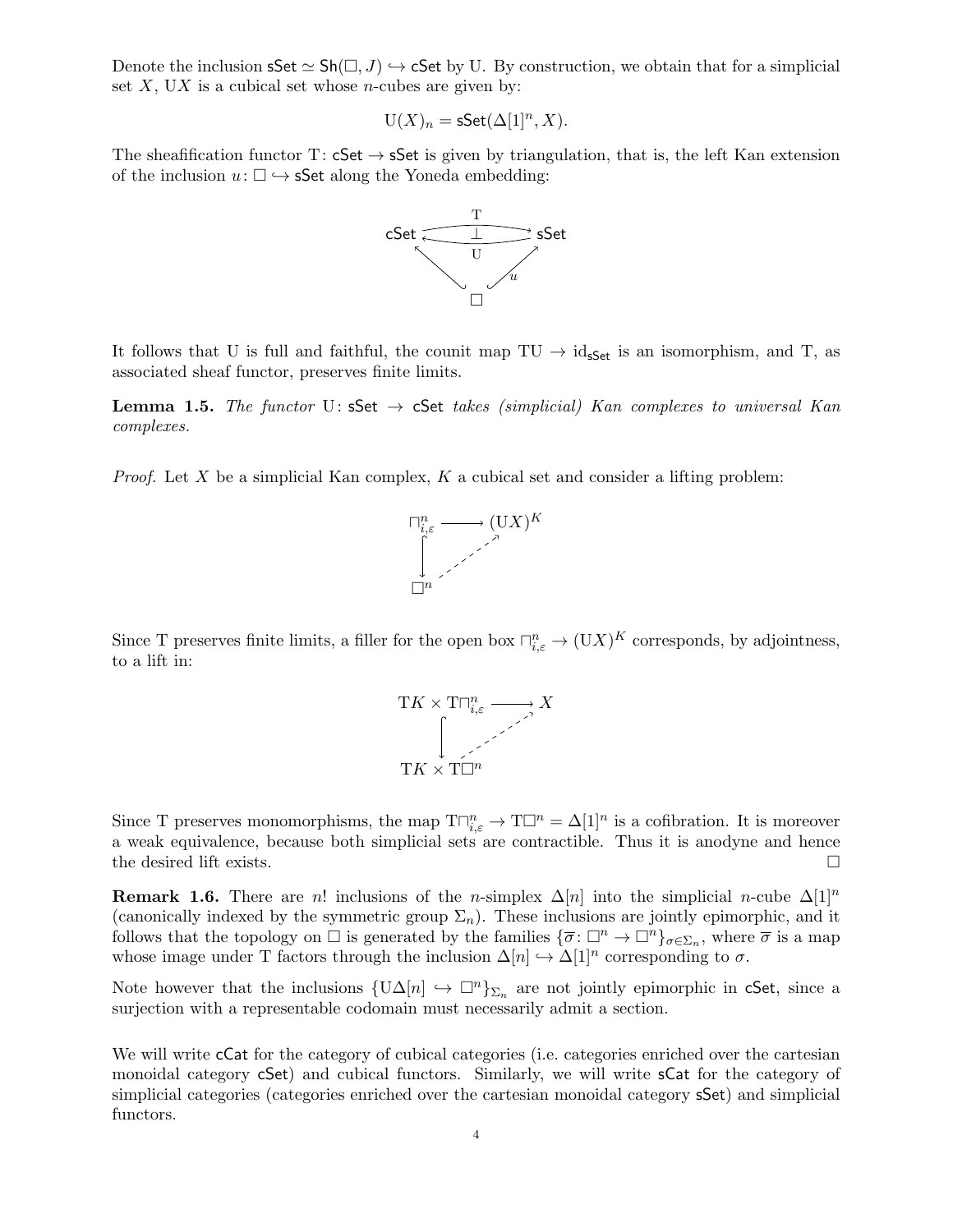Denote the inclusion $\mathsf{sSet} \simeq \mathsf{Sh}(\square, J) \hookrightarrow \mathsf{cSet}$ by $\mathrm{U}$. By construction, we obtain that for a simplicial set $X$, $\mathrm{U}X$ is a cubical set whose $n$-cubes are given by:

$$\mathrm{U}(X)_n = \mathsf{sSet}(\Delta[1]^n, X).$$

The sheafification functor $\mathrm{T}\colon \mathsf{cSet} \to \mathsf{sSet}$ is given by triangulation, that is, the left Kan extension of the inclusion $u\colon \square \hookrightarrow \mathsf{sSet}$ along the Yoneda embedding:

$$\begin{array}{ccc} \mathsf{cSet} & \underset{\mathrm{U}}{\overset{\mathrm{T}}{\rightleftarrows}} & \mathsf{sSet} \\ & \nwarrow \quad \square \quad \nearrow_{u} & \end{array}$$

It follows that $\mathrm{U}$ is full and faithful, the counit map $\mathrm{TU} \to \mathrm{id}_{\mathsf{sSet}}$ is an isomorphism, and $\mathrm{T}$, as associated sheaf functor, preserves finite limits.

**Lemma 1.5.** *The functor $\mathrm{U}\colon \mathsf{sSet} \to \mathsf{cSet}$ takes (simplicial) Kan complexes to universal Kan complexes.*

*Proof.* Let $X$ be a simplicial Kan complex, $K$ a cubical set and consider a lifting problem:

$$\begin{array}{ccc} \sqcap^n_{i,\varepsilon} & \longrightarrow & (\mathrm{U}X)^K \\ \big\downarrow & \nearrow & \\ \square^n & & \end{array}$$

Since $\mathrm{T}$ preserves finite limits, a filler for the open box $\sqcap^n_{i,\varepsilon} \to (\mathrm{U}X)^K$ corresponds, by adjointness, to a lift in:

$$\begin{array}{ccc} \mathrm{T}K \times \mathrm{T}\sqcap^n_{i,\varepsilon} & \longrightarrow & X \\ \big\downarrow & \nearrow & \\ \mathrm{T}K \times \mathrm{T}\square^n & & \end{array}$$

Since $\mathrm{T}$ preserves monomorphisms, the map $\mathrm{T}\sqcap^n_{i,\varepsilon} \to \mathrm{T}\square^n = \Delta[1]^n$ is a cofibration. It is moreover a weak equivalence, because both simplicial sets are contractible. Thus it is anodyne and hence the desired lift exists. $\square$

**Remark 1.6.** There are $n!$ inclusions of the $n$-simplex $\Delta[n]$ into the simplicial $n$-cube $\Delta[1]^n$ (canonically indexed by the symmetric group $\Sigma_n$). These inclusions are jointly epimorphic, and it follows that the topology on $\square$ is generated by the families $\{\overline{\sigma}\colon \square^n \to \square^n\}_{\sigma \in \Sigma_n}$, where $\overline{\sigma}$ is a map whose image under $\mathrm{T}$ factors through the inclusion $\Delta[n] \hookrightarrow \Delta[1]^n$ corresponding to $\sigma$.

Note however that the inclusions $\{\mathrm{U}\Delta[n] \hookrightarrow \square^n\}_{\Sigma_n}$ are not jointly epimorphic in $\mathsf{cSet}$, since a surjection with a representable codomain must necessarily admit a section.

We will write $\mathsf{cCat}$ for the category of cubical categories (i.e. categories enriched over the cartesian monoidal category $\mathsf{cSet}$) and cubical functors. Similarly, we will write $\mathsf{sCat}$ for the category of simplicial categories (categories enriched over the cartesian monoidal category $\mathsf{sSet}$) and simplicial functors.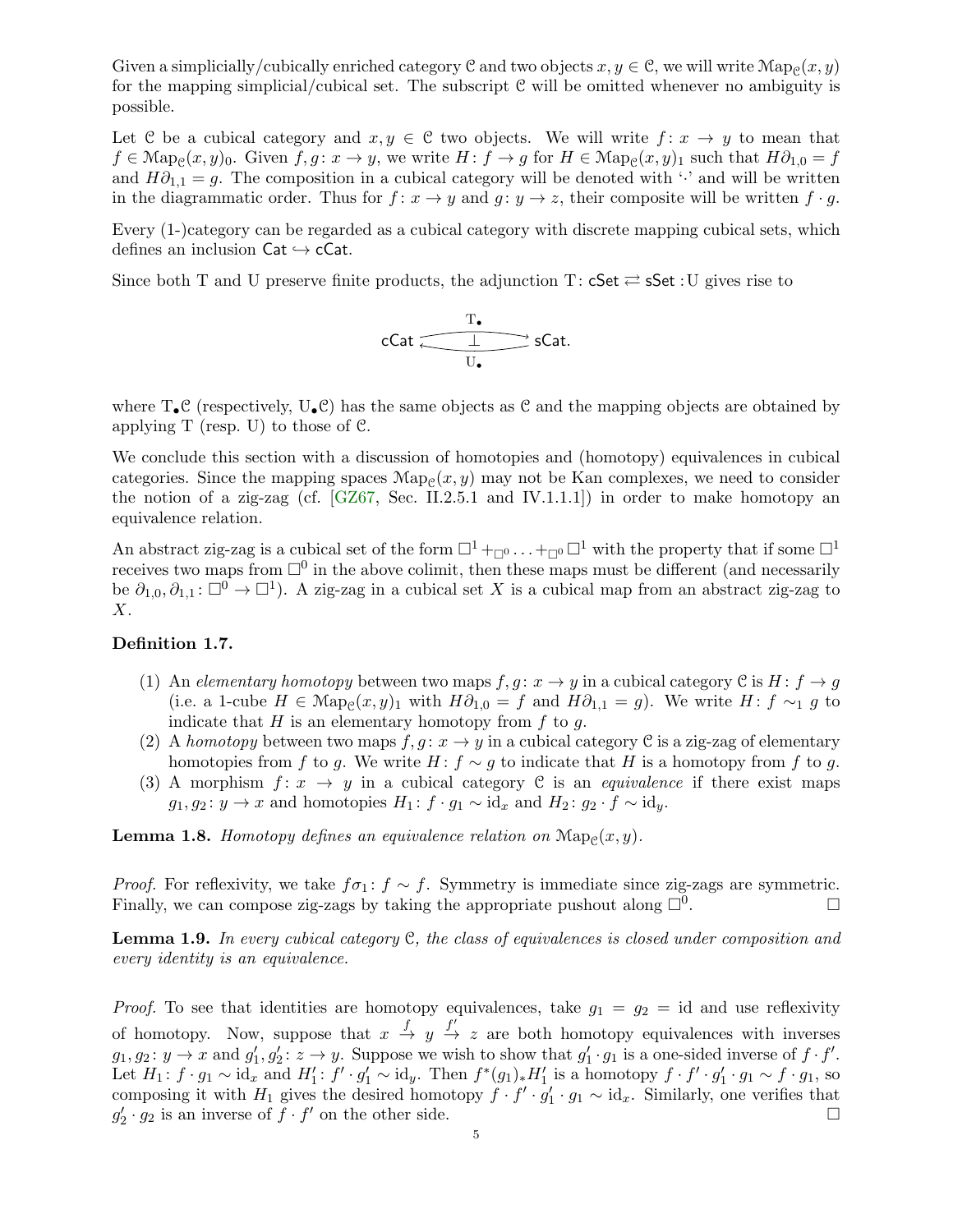Given a simplicially/cubically enriched category $\mathcal{C}$ and two objects $x, y \in \mathcal{C}$, we will write $\mathcal{M}\mathrm{ap}_{\mathcal{C}}(x,y)$ for the mapping simplicial/cubical set. The subscript $\mathcal{C}$ will be omitted whenever no ambiguity is possible.

Let $\mathcal{C}$ be a cubical category and $x, y \in \mathcal{C}$ two objects. We will write $f\colon x \to y$ to mean that $f \in \mathcal{M}\mathrm{ap}_{\mathcal{C}}(x,y)_0$. Given $f, g\colon x \to y$, we write $H\colon f \to g$ for $H \in \mathcal{M}\mathrm{ap}_{\mathcal{C}}(x,y)_1$ such that $H\partial_{1,0} = f$ and $H\partial_{1,1} = g$. The composition in a cubical category will be denoted with '$\cdot$' and will be written in the diagrammatic order. Thus for $f\colon x \to y$ and $g\colon y \to z$, their composite will be written $f \cdot g$.

Every (1-)category can be regarded as a cubical category with discrete mapping cubical sets, which defines an inclusion $\mathsf{Cat} \hookrightarrow \mathsf{cCat}$.

Since both T and U preserve finite products, the adjunction $\mathrm{T}\colon \mathsf{cSet} \rightleftarrows \mathsf{sSet} :\!\mathrm{U}$ gives rise to

$$\mathsf{cCat} \underset{\mathrm{U}_\bullet}{\overset{\mathrm{T}_\bullet}{\rightleftarrows}} \mathsf{sCat}. \quad (\perp)$$

where $\mathrm{T}_\bullet\mathcal{C}$ (respectively, $\mathrm{U}_\bullet\mathcal{C}$) has the same objects as $\mathcal{C}$ and the mapping objects are obtained by applying T (resp. U) to those of $\mathcal{C}$.

We conclude this section with a discussion of homotopies and (homotopy) equivalences in cubical categories. Since the mapping spaces $\mathcal{M}\mathrm{ap}_{\mathcal{C}}(x,y)$ may not be Kan complexes, we need to consider the notion of a zig-zag (cf. [GZ67, Sec. II.2.5.1 and IV.1.1.1]) in order to make homotopy an equivalence relation.

An abstract zig-zag is a cubical set of the form $\square^1 +_{\square^0} \ldots +_{\square^0} \square^1$ with the property that if some $\square^1$ receives two maps from $\square^0$ in the above colimit, then these maps must be different (and necessarily be $\partial_{1,0}, \partial_{1,1}\colon \square^0 \to \square^1$). A zig-zag in a cubical set $X$ is a cubical map from an abstract zig-zag to $X$.

**Definition 1.7.**

1. An *elementary homotopy* between two maps $f, g\colon x \to y$ in a cubical category $\mathcal{C}$ is $H\colon f \to g$ (i.e. a 1-cube $H \in \mathcal{M}\mathrm{ap}_{\mathcal{C}}(x,y)_1$ with $H\partial_{1,0} = f$ and $H\partial_{1,1} = g$). We write $H\colon f \sim_1 g$ to indicate that $H$ is an elementary homotopy from $f$ to $g$.
2. A *homotopy* between two maps $f, g\colon x \to y$ in a cubical category $\mathcal{C}$ is a zig-zag of elementary homotopies from $f$ to $g$. We write $H\colon f \sim g$ to indicate that $H$ is a homotopy from $f$ to $g$.
3. A morphism $f\colon x \to y$ in a cubical category $\mathcal{C}$ is an *equivalence* if there exist maps $g_1, g_2\colon y \to x$ and homotopies $H_1\colon f \cdot g_1 \sim \mathrm{id}_x$ and $H_2\colon g_2 \cdot f \sim \mathrm{id}_y$.

**Lemma 1.8.** *Homotopy defines an equivalence relation on $\mathcal{M}\mathrm{ap}_{\mathcal{C}}(x,y)$.*

*Proof.* For reflexivity, we take $f\sigma_1\colon f \sim f$. Symmetry is immediate since zig-zags are symmetric. Finally, we can compose zig-zags by taking the appropriate pushout along $\square^0$. $\square$

**Lemma 1.9.** *In every cubical category $\mathcal{C}$, the class of equivalences is closed under composition and every identity is an equivalence.*

*Proof.* To see that identities are homotopy equivalences, take $g_1 = g_2 = \mathrm{id}$ and use reflexivity of homotopy. Now, suppose that $x \overset{f}{\to} y \overset{f'}{\to} z$ are both homotopy equivalences with inverses $g_1, g_2\colon y \to x$ and $g'_1, g'_2\colon z \to y$. Suppose we wish to show that $g'_1 \cdot g_1$ is a one-sided inverse of $f \cdot f'$. Let $H_1\colon f \cdot g_1 \sim \mathrm{id}_x$ and $H'_1\colon f' \cdot g'_1 \sim \mathrm{id}_y$. Then $f^*(g_1)_* H'_1$ is a homotopy $f \cdot f' \cdot g'_1 \cdot g_1 \sim f \cdot g_1$, so composing it with $H_1$ gives the desired homotopy $f \cdot f' \cdot g'_1 \cdot g_1 \sim \mathrm{id}_x$. Similarly, one verifies that $g'_2 \cdot g_2$ is an inverse of $f \cdot f'$ on the other side. $\square$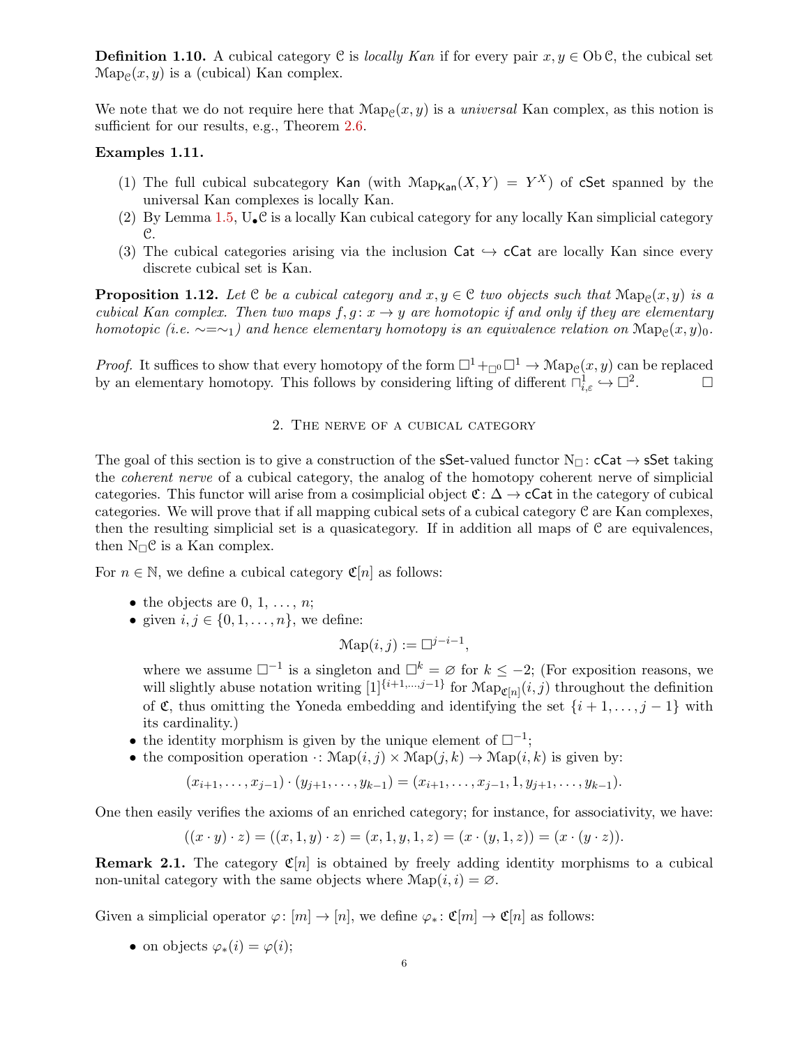**Definition 1.10.** A cubical category $\mathcal{C}$ is *locally Kan* if for every pair $x, y \in \operatorname{Ob}\mathcal{C}$, the cubical set $\mathcal{M}\mathrm{ap}_{\mathcal{C}}(x, y)$ is a (cubical) Kan complex.

We note that we do not require here that $\mathcal{M}\mathrm{ap}_{\mathcal{C}}(x, y)$ is a *universal* Kan complex, as this notion is sufficient for our results, e.g., Theorem 2.6.

**Examples 1.11.**

(1) The full cubical subcategory $\mathsf{Kan}$ (with $\mathcal{M}\mathrm{ap}_{\mathsf{Kan}}(X, Y) = Y^X$) of $\mathsf{cSet}$ spanned by the universal Kan complexes is locally Kan.
(2) By Lemma 1.5, $\mathrm{U}_\bullet\mathcal{C}$ is a locally Kan cubical category for any locally Kan simplicial category $\mathcal{C}$.
(3) The cubical categories arising via the inclusion $\mathsf{Cat} \hookrightarrow \mathsf{cCat}$ are locally Kan since every discrete cubical set is Kan.

**Proposition 1.12.** *Let $\mathcal{C}$ be a cubical category and $x, y \in \mathcal{C}$ two objects such that $\mathcal{M}\mathrm{ap}_{\mathcal{C}}(x, y)$ is a cubical Kan complex. Then two maps $f, g\colon x \to y$ are homotopic if and only if they are elementary homotopic (i.e. $\sim = \sim_1$) and hence elementary homotopy is an equivalence relation on $\mathcal{M}\mathrm{ap}_{\mathcal{C}}(x, y)_0$.*

*Proof.* It suffices to show that every homotopy of the form $\square^1 +_{\square^0} \square^1 \to \mathcal{M}\mathrm{ap}_{\mathcal{C}}(x, y)$ can be replaced by an elementary homotopy. This follows by considering lifting of different $\sqcap^1_{i,\varepsilon} \hookrightarrow \square^2$. $\square$

## 2. The nerve of a cubical category

The goal of this section is to give a construction of the $\mathsf{sSet}$-valued functor $\mathrm{N}_\square\colon \mathsf{cCat} \to \mathsf{sSet}$ taking the *coherent nerve* of a cubical category, the analog of the homotopy coherent nerve of simplicial categories. This functor will arise from a cosimplicial object $\mathfrak{C}\colon \Delta \to \mathsf{cCat}$ in the category of cubical categories. We will prove that if all mapping cubical sets of a cubical category $\mathcal{C}$ are Kan complexes, then the resulting simplicial set is a quasicategory. If in addition all maps of $\mathcal{C}$ are equivalences, then $\mathrm{N}_\square\mathcal{C}$ is a Kan complex.

For $n \in \mathbb{N}$, we define a cubical category $\mathfrak{C}[n]$ as follows:

- the objects are $0, 1, \ldots, n$;
- given $i, j \in \{0, 1, \ldots, n\}$, we define:
$$\mathcal{M}\mathrm{ap}(i, j) := \square^{j-i-1},$$
where we assume $\square^{-1}$ is a singleton and $\square^k = \varnothing$ for $k \leq -2$; (For exposition reasons, we will slightly abuse notation writing $[1]^{\{i+1,\ldots,j-1\}}$ for $\mathcal{M}\mathrm{ap}_{\mathfrak{C}[n]}(i, j)$ throughout the definition of $\mathfrak{C}$, thus omitting the Yoneda embedding and identifying the set $\{i+1, \ldots, j-1\}$ with its cardinality.)
- the identity morphism is given by the unique element of $\square^{-1}$;
- the composition operation $\cdot\colon \mathcal{M}\mathrm{ap}(i, j) \times \mathcal{M}\mathrm{ap}(j, k) \to \mathcal{M}\mathrm{ap}(i, k)$ is given by:
$$(x_{i+1}, \ldots, x_{j-1}) \cdot (y_{j+1}, \ldots, y_{k-1}) = (x_{i+1}, \ldots, x_{j-1}, 1, y_{j+1}, \ldots, y_{k-1}).$$

One then easily verifies the axioms of an enriched category; for instance, for associativity, we have:
$$((x \cdot y) \cdot z) = ((x, 1, y) \cdot z) = (x, 1, y, 1, z) = (x \cdot (y, 1, z)) = (x \cdot (y \cdot z)).$$

**Remark 2.1.** The category $\mathfrak{C}[n]$ is obtained by freely adding identity morphisms to a cubical non-unital category with the same objects where $\mathcal{M}\mathrm{ap}(i, i) = \varnothing$.

Given a simplicial operator $\varphi\colon [m] \to [n]$, we define $\varphi_*\colon \mathfrak{C}[m] \to \mathfrak{C}[n]$ as follows:

- on objects $\varphi_*(i) = \varphi(i)$;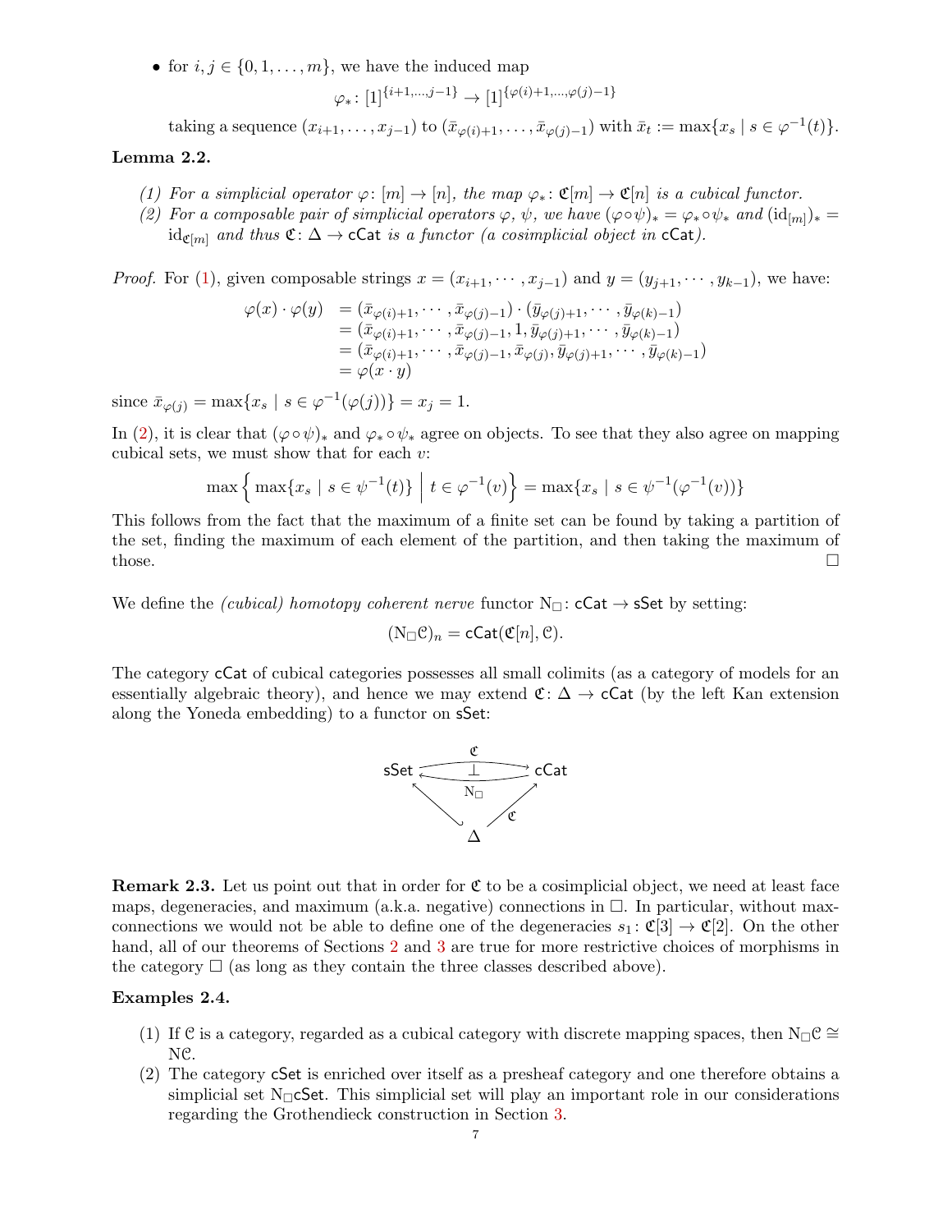- for $i, j \in \{0, 1, \dots, m\}$, we have the induced map

$$\varphi_* \colon [1]^{\{i+1,\dots,j-1\}} \to [1]^{\{\varphi(i)+1,\dots,\varphi(j)-1\}}$$

taking a sequence $(x_{i+1}, \dots, x_{j-1})$ to $(\bar{x}_{\varphi(i)+1}, \dots, \bar{x}_{\varphi(j)-1})$ with $\bar{x}_t := \max\{x_s \mid s \in \varphi^{-1}(t)\}$.

**Lemma 2.2.**

*(1) For a simplicial operator $\varphi \colon [m] \to [n]$, the map $\varphi_* \colon \mathfrak{C}[m] \to \mathfrak{C}[n]$ is a cubical functor.*
*(2) For a composable pair of simplicial operators $\varphi$, $\psi$, we have $(\varphi \circ \psi)_* = \varphi_* \circ \psi_*$ and $(\mathrm{id}_{[m]})_* = \mathrm{id}_{\mathfrak{C}[m]}$ and thus $\mathfrak{C} \colon \Delta \to \mathsf{cCat}$ is a functor (a cosimplicial object in $\mathsf{cCat}$).*

*Proof.* For (1), given composable strings $x = (x_{i+1}, \cdots, x_{j-1})$ and $y = (y_{j+1}, \cdots, y_{k-1})$, we have:

$$\begin{aligned}
\varphi(x) \cdot \varphi(y) &= (\bar{x}_{\varphi(i)+1}, \cdots, \bar{x}_{\varphi(j)-1}) \cdot (\bar{y}_{\varphi(j)+1}, \cdots, \bar{y}_{\varphi(k)-1}) \\
&= (\bar{x}_{\varphi(i)+1}, \cdots, \bar{x}_{\varphi(j)-1}, 1, \bar{y}_{\varphi(j)+1}, \cdots, \bar{y}_{\varphi(k)-1}) \\
&= (\bar{x}_{\varphi(i)+1}, \cdots, \bar{x}_{\varphi(j)-1}, \bar{x}_{\varphi(j)}, \bar{y}_{\varphi(j)+1}, \cdots, \bar{y}_{\varphi(k)-1}) \\
&= \varphi(x \cdot y)
\end{aligned}$$

since $\bar{x}_{\varphi(j)} = \max\{x_s \mid s \in \varphi^{-1}(\varphi(j))\} = x_j = 1$.

In (2), it is clear that $(\varphi \circ \psi)_*$ and $\varphi_* \circ \psi_*$ agree on objects. To see that they also agree on mapping cubical sets, we must show that for each $v$:

$$\max\Big\{ \max\{x_s \mid s \in \psi^{-1}(t)\} \;\Big|\; t \in \varphi^{-1}(v) \Big\} = \max\{x_s \mid s \in \psi^{-1}(\varphi^{-1}(v))\}$$

This follows from the fact that the maximum of a finite set can be found by taking a partition of the set, finding the maximum of each element of the partition, and then taking the maximum of those. $\square$

We define the *(cubical) homotopy coherent nerve* functor $\mathrm{N}_\square \colon \mathsf{cCat} \to \mathsf{sSet}$ by setting:

$$(\mathrm{N}_\square \mathcal{C})_n = \mathsf{cCat}(\mathfrak{C}[n], \mathcal{C}).$$

The category $\mathsf{cCat}$ of cubical categories possesses all small colimits (as a category of models for an essentially algebraic theory), and hence we may extend $\mathfrak{C} \colon \Delta \to \mathsf{cCat}$ (by the left Kan extension along the Yoneda embedding) to a functor on $\mathsf{sSet}$:

$$\begin{array}{ccc}
\mathsf{sSet} & \underset{\mathrm{N}_\square}{\overset{\mathfrak{C}}{\rightleftarrows}} & \mathsf{cCat} \\
& \nwarrow \quad \nearrow_{\mathfrak{C}} & \\
& \Delta &
\end{array}$$

**Remark 2.3.** Let us point out that in order for $\mathfrak{C}$ to be a cosimplicial object, we need at least face maps, degeneracies, and maximum (a.k.a. negative) connections in $\square$. In particular, without max-connections we would not be able to define one of the degeneracies $s_1 \colon \mathfrak{C}[3] \to \mathfrak{C}[2]$. On the other hand, all of our theorems of Sections 2 and 3 are true for more restrictive choices of morphisms in the category $\square$ (as long as they contain the three classes described above).

**Examples 2.4.**

(1) If $\mathcal{C}$ is a category, regarded as a cubical category with discrete mapping spaces, then $\mathrm{N}_\square \mathcal{C} \cong \mathrm{N}\mathcal{C}$.
(2) The category $\mathsf{cSet}$ is enriched over itself as a presheaf category and one therefore obtains a simplicial set $\mathrm{N}_\square \mathsf{cSet}$. This simplicial set will play an important role in our considerations regarding the Grothendieck construction in Section 3.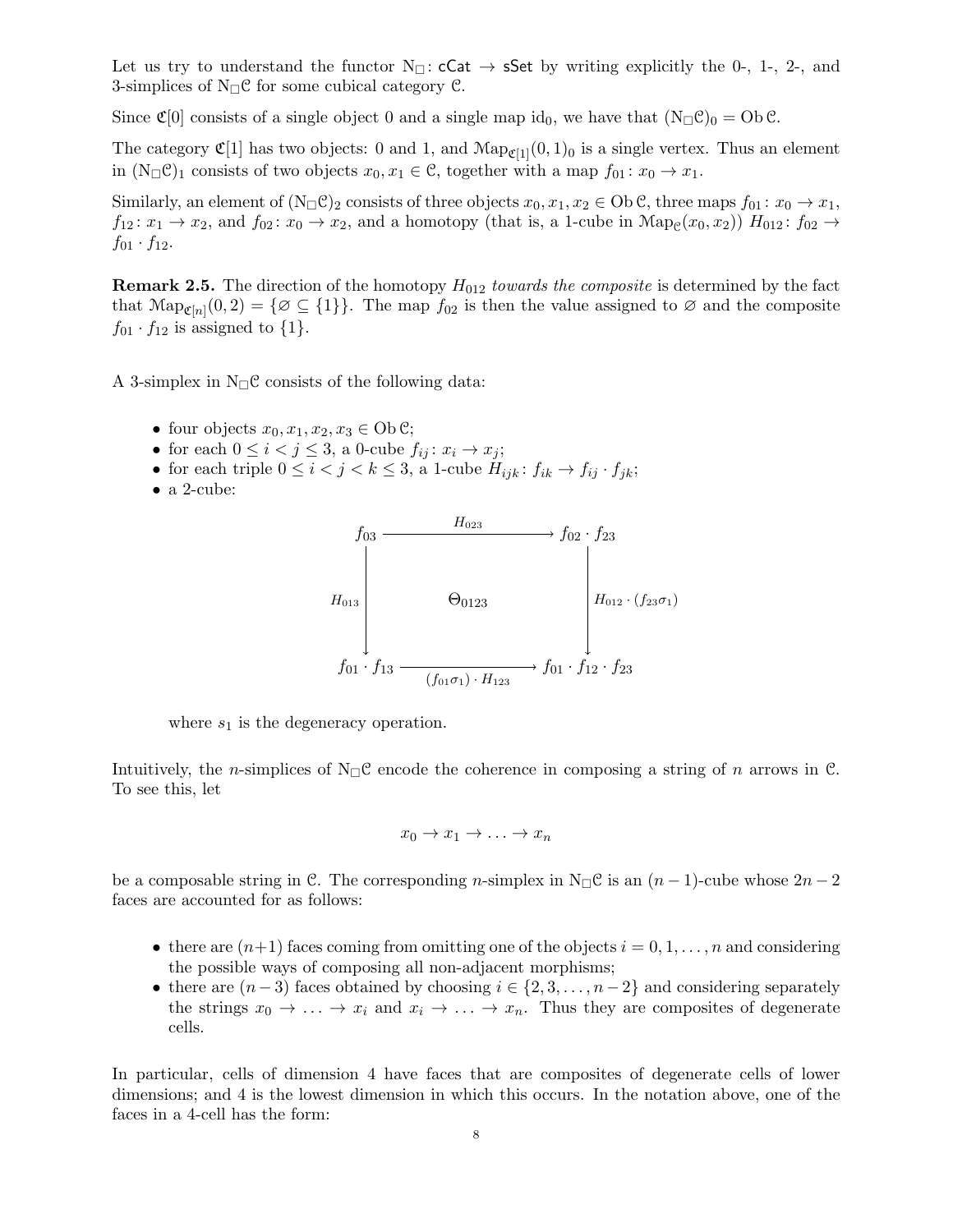Let us try to understand the functor $\mathrm{N}_\square \colon \mathsf{cCat} \to \mathsf{sSet}$ by writing explicitly the 0-, 1-, 2-, and 3-simplices of $\mathrm{N}_\square \mathcal{C}$ for some cubical category $\mathcal{C}$.

Since $\mathfrak{C}[0]$ consists of a single object 0 and a single map $\mathrm{id}_0$, we have that $(\mathrm{N}_\square \mathcal{C})_0 = \operatorname{Ob} \mathcal{C}$.

The category $\mathfrak{C}[1]$ has two objects: 0 and 1, and $\mathcal{M}\mathrm{ap}_{\mathfrak{C}[1]}(0,1)_0$ is a single vertex. Thus an element in $(\mathrm{N}_\square \mathcal{C})_1$ consists of two objects $x_0, x_1 \in \mathcal{C}$, together with a map $f_{01} \colon x_0 \to x_1$.

Similarly, an element of $(\mathrm{N}_\square \mathcal{C})_2$ consists of three objects $x_0, x_1, x_2 \in \operatorname{Ob} \mathcal{C}$, three maps $f_{01} \colon x_0 \to x_1$, $f_{12} \colon x_1 \to x_2$, and $f_{02} \colon x_0 \to x_2$, and a homotopy (that is, a 1-cube in $\mathcal{M}\mathrm{ap}_{\mathcal{C}}(x_0, x_2)$) $H_{012} \colon f_{02} \to f_{01} \cdot f_{12}$.

**Remark 2.5.** The direction of the homotopy $H_{012}$ *towards the composite* is determined by the fact that $\mathcal{M}\mathrm{ap}_{\mathfrak{C}[n]}(0,2) = \{\varnothing \subseteq \{1\}\}$. The map $f_{02}$ is then the value assigned to $\varnothing$ and the composite $f_{01} \cdot f_{12}$ is assigned to $\{1\}$.

A 3-simplex in $\mathrm{N}_\square \mathcal{C}$ consists of the following data:

- four objects $x_0, x_1, x_2, x_3 \in \operatorname{Ob} \mathcal{C}$;
- for each $0 \le i < j \le 3$, a 0-cube $f_{ij} \colon x_i \to x_j$;
- for each triple $0 \le i < j < k \le 3$, a 1-cube $H_{ijk} \colon f_{ik} \to f_{ij} \cdot f_{jk}$;
- a 2-cube:

$$
\begin{array}{ccc}
f_{03} & \xrightarrow{\quad H_{023} \quad} & f_{02} \cdot f_{23} \\
{\scriptstyle H_{013}} \big\downarrow & \Theta_{0123} & \big\downarrow {\scriptstyle H_{012} \cdot (f_{23}\sigma_1)} \\
f_{01} \cdot f_{13} & \xrightarrow[\quad (f_{01}\sigma_1) \cdot H_{123} \quad]{} & f_{01} \cdot f_{12} \cdot f_{23}
\end{array}
$$

where $s_1$ is the degeneracy operation.

Intuitively, the $n$-simplices of $\mathrm{N}_\square \mathcal{C}$ encode the coherence in composing a string of $n$ arrows in $\mathcal{C}$. To see this, let

$$
x_0 \to x_1 \to \ldots \to x_n
$$

be a composable string in $\mathcal{C}$. The corresponding $n$-simplex in $\mathrm{N}_\square \mathcal{C}$ is an $(n-1)$-cube whose $2n-2$ faces are accounted for as follows:

- there are $(n+1)$ faces coming from omitting one of the objects $i = 0, 1, \ldots, n$ and considering the possible ways of composing all non-adjacent morphisms;
- there are $(n-3)$ faces obtained by choosing $i \in \{2, 3, \ldots, n-2\}$ and considering separately the strings $x_0 \to \ldots \to x_i$ and $x_i \to \ldots \to x_n$. Thus they are composites of degenerate cells.

In particular, cells of dimension 4 have faces that are composites of degenerate cells of lower dimensions; and 4 is the lowest dimension in which this occurs. In the notation above, one of the faces in a 4-cell has the form: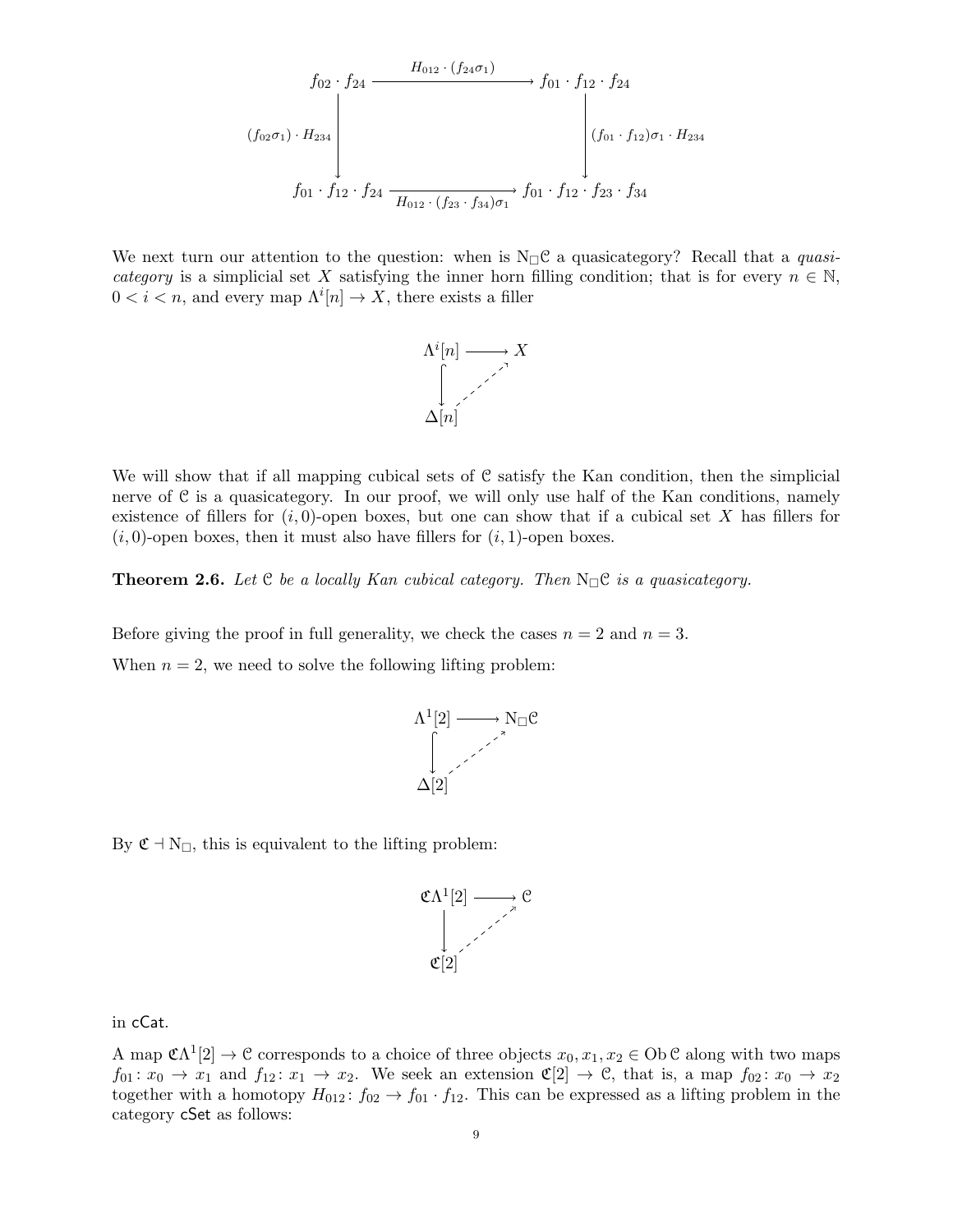$$
\begin{array}{ccc}
f_{02} \cdot f_{24} & \xrightarrow{H_{012} \cdot (f_{24}\sigma_1)} & f_{01} \cdot f_{12} \cdot f_{24} \\
{\scriptstyle (f_{02}\sigma_1) \cdot H_{234}} \downarrow & & \downarrow {\scriptstyle (f_{01} \cdot f_{12})\sigma_1 \cdot H_{234}} \\
f_{01} \cdot f_{12} \cdot f_{24} & \xrightarrow[H_{012} \cdot (f_{23} \cdot f_{34})\sigma_1]{} & f_{01} \cdot f_{12} \cdot f_{23} \cdot f_{34}
\end{array}
$$

We next turn our attention to the question: when is $\mathrm{N}_\square \mathcal{C}$ a quasicategory? Recall that a *quasicategory* is a simplicial set $X$ satisfying the inner horn filling condition; that is for every $n \in \mathbb{N}$, $0 < i < n$, and every map $\Lambda^i[n] \to X$, there exists a filler

$$
\begin{array}{ccc}
\Lambda^i[n] & \longrightarrow & X \\
\big\downarrow & \nearrow & \\
\Delta[n] & &
\end{array}
$$

We will show that if all mapping cubical sets of $\mathcal{C}$ satisfy the Kan condition, then the simplicial nerve of $\mathcal{C}$ is a quasicategory. In our proof, we will only use half of the Kan conditions, namely existence of fillers for $(i, 0)$-open boxes, but one can show that if a cubical set $X$ has fillers for $(i, 0)$-open boxes, then it must also have fillers for $(i, 1)$-open boxes.

**Theorem 2.6.** *Let $\mathcal{C}$ be a locally Kan cubical category. Then $\mathrm{N}_\square \mathcal{C}$ is a quasicategory.*

Before giving the proof in full generality, we check the cases $n = 2$ and $n = 3$.

When $n = 2$, we need to solve the following lifting problem:

$$
\begin{array}{ccc}
\Lambda^1[2] & \longrightarrow & \mathrm{N}_\square \mathcal{C} \\
\big\downarrow & \nearrow & \\
\Delta[2] & &
\end{array}
$$

By $\mathfrak{C} \dashv \mathrm{N}_\square$, this is equivalent to the lifting problem:

$$
\begin{array}{ccc}
\mathfrak{C}\Lambda^1[2] & \longrightarrow & \mathcal{C} \\
\big\downarrow & \nearrow & \\
\mathfrak{C}[2] & &
\end{array}
$$

in $\mathsf{cCat}$.

A map $\mathfrak{C}\Lambda^1[2] \to \mathcal{C}$ corresponds to a choice of three objects $x_0, x_1, x_2 \in \operatorname{Ob} \mathcal{C}$ along with two maps $f_{01} \colon x_0 \to x_1$ and $f_{12} \colon x_1 \to x_2$. We seek an extension $\mathfrak{C}[2] \to \mathcal{C}$, that is, a map $f_{02} \colon x_0 \to x_2$ together with a homotopy $H_{012} \colon f_{02} \to f_{01} \cdot f_{12}$. This can be expressed as a lifting problem in the category $\mathsf{cSet}$ as follows: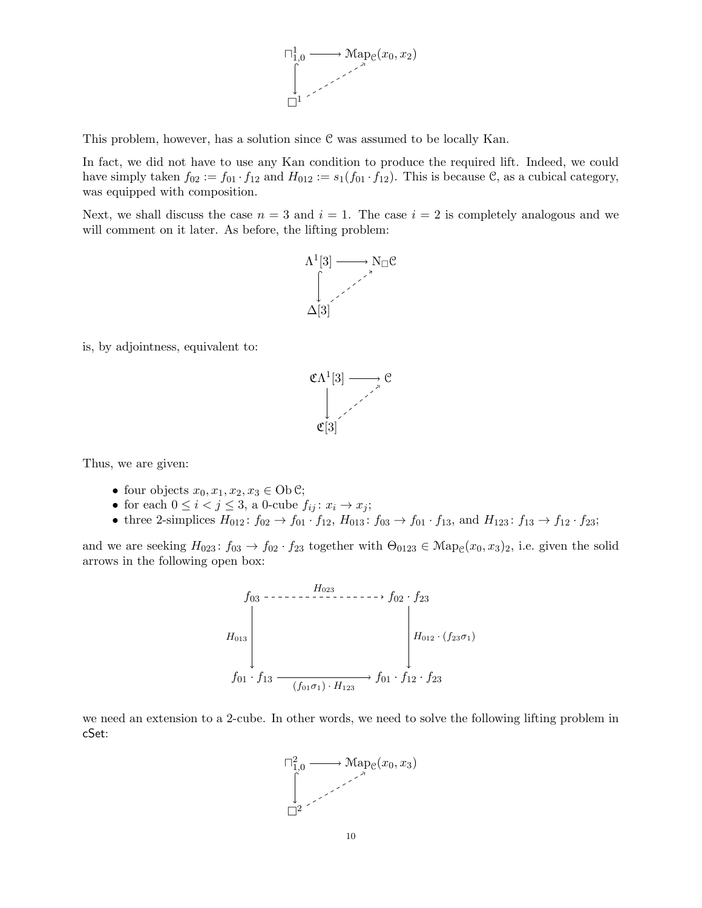$$\begin{array}{ccc} \sqcap^1_{1,0} & \longrightarrow & \mathrm{Map}_{\mathcal{C}}(x_0, x_2) \\ \big\downarrow & \nearrow & \\ \square^1 & & \end{array}$$

This problem, however, has a solution since $\mathcal{C}$ was assumed to be locally Kan.

In fact, we did not have to use any Kan condition to produce the required lift. Indeed, we could have simply taken $f_{02} := f_{01} \cdot f_{12}$ and $H_{012} := s_1(f_{01} \cdot f_{12})$. This is because $\mathcal{C}$, as a cubical category, was equipped with composition.

Next, we shall discuss the case $n = 3$ and $i = 1$. The case $i = 2$ is completely analogous and we will comment on it later. As before, the lifting problem:

$$\begin{array}{ccc} \Lambda^1[3] & \longrightarrow & \mathrm{N}_{\square}\mathcal{C} \\ \big\downarrow & \nearrow & \\ \Delta[3] & & \end{array}$$

is, by adjointness, equivalent to:

$$\begin{array}{ccc} \mathfrak{C}\Lambda^1[3] & \longrightarrow & \mathcal{C} \\ \big\downarrow & \nearrow & \\ \mathfrak{C}[3] & & \end{array}$$

Thus, we are given:

- four objects $x_0, x_1, x_2, x_3 \in \mathrm{Ob}\,\mathcal{C}$;
- for each $0 \leq i < j \leq 3$, a 0-cube $f_{ij} : x_i \to x_j$;
- three 2-simplices $H_{012} : f_{02} \to f_{01} \cdot f_{12}$, $H_{013} : f_{03} \to f_{01} \cdot f_{13}$, and $H_{123} : f_{13} \to f_{12} \cdot f_{23}$;

and we are seeking $H_{023} : f_{03} \to f_{02} \cdot f_{23}$ together with $\Theta_{0123} \in \mathrm{Map}_{\mathcal{C}}(x_0, x_3)_2$, i.e. given the solid arrows in the following open box:

$$\begin{array}{ccc} f_{03} & \overset{H_{023}}{\dashrightarrow} & f_{02} \cdot f_{23} \\ {\scriptstyle H_{013}}\big\downarrow & & \big\downarrow{\scriptstyle H_{012} \cdot (f_{23}\sigma_1)} \\ f_{01} \cdot f_{13} & \underset{(f_{01}\sigma_1) \cdot H_{123}}{\longrightarrow} & f_{01} \cdot f_{12} \cdot f_{23} \end{array}$$

we need an extension to a 2-cube. In other words, we need to solve the following lifting problem in cSet:

$$\begin{array}{ccc} \sqcap^2_{1,0} & \longrightarrow & \mathrm{Map}_{\mathcal{C}}(x_0, x_3) \\ \big\downarrow & \nearrow & \\ \square^2 & & \end{array}$$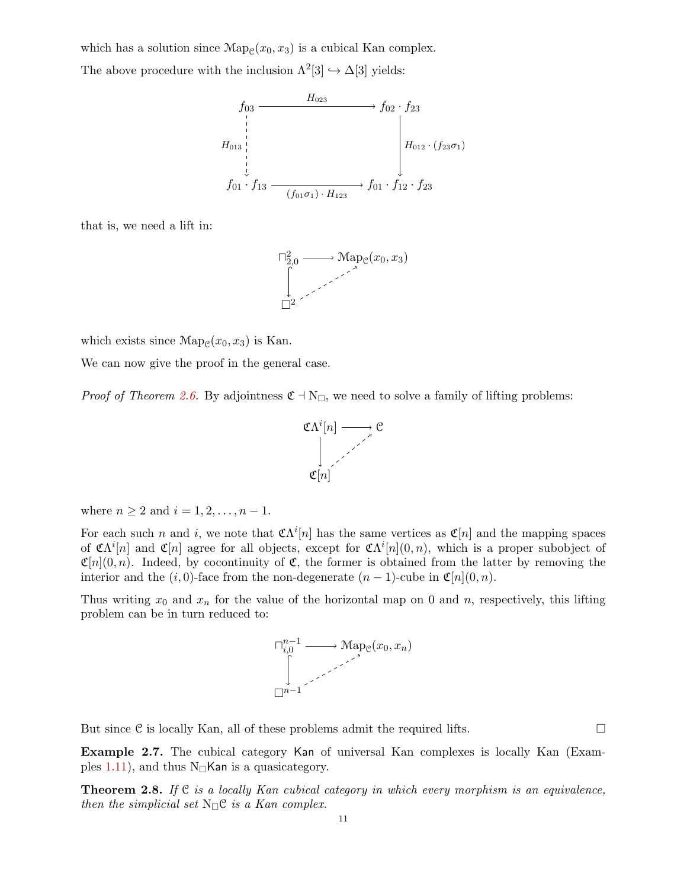which has a solution since $\mathcal{M}\mathrm{ap}_{\mathcal{C}}(x_0, x_3)$ is a cubical Kan complex.

The above procedure with the inclusion $\Lambda^2[3] \hookrightarrow \Delta[3]$ yields:

$$\begin{array}{ccc}
f_{03} & \xrightarrow{\quad H_{023} \quad} & f_{02} \cdot f_{23} \\
{\scriptstyle H_{013}} \Big\downarrow & & \Big\downarrow {\scriptstyle H_{012} \cdot (f_{23}\sigma_1)} \\
f_{01} \cdot f_{13} & \xrightarrow[(f_{01}\sigma_1) \cdot H_{123}]{} & f_{01} \cdot f_{12} \cdot f_{23}
\end{array}$$

that is, we need a lift in:

$$\begin{array}{ccc}
\sqcap^2_{2,0} & \longrightarrow & \mathcal{M}\mathrm{ap}_{\mathcal{C}}(x_0, x_3) \\
\Big\downarrow & \nearrow & \\
\square^2 & &
\end{array}$$

which exists since $\mathcal{M}\mathrm{ap}_{\mathcal{C}}(x_0, x_3)$ is Kan.

We can now give the proof in the general case.

*Proof of Theorem 2.6.* By adjointness $\mathfrak{C} \dashv \mathrm{N}_{\square}$, we need to solve a family of lifting problems:

$$\begin{array}{ccc}
\mathfrak{C}\Lambda^i[n] & \longrightarrow & \mathcal{C} \\
\Big\downarrow & \nearrow & \\
\mathfrak{C}[n] & &
\end{array}$$

where $n \geq 2$ and $i = 1, 2, \ldots, n-1$.

For each such $n$ and $i$, we note that $\mathfrak{C}\Lambda^i[n]$ has the same vertices as $\mathfrak{C}[n]$ and the mapping spaces of $\mathfrak{C}\Lambda^i[n]$ and $\mathfrak{C}[n]$ agree for all objects, except for $\mathfrak{C}\Lambda^i[n](0, n)$, which is a proper subobject of $\mathfrak{C}[n](0, n)$. Indeed, by cocontinuity of $\mathfrak{C}$, the former is obtained from the latter by removing the interior and the $(i, 0)$-face from the non-degenerate $(n-1)$-cube in $\mathfrak{C}[n](0, n)$.

Thus writing $x_0$ and $x_n$ for the value of the horizontal map on $0$ and $n$, respectively, this lifting problem can be in turn reduced to:

$$\begin{array}{ccc}
\sqcap^{n-1}_{i,0} & \longrightarrow & \mathcal{M}\mathrm{ap}_{\mathcal{C}}(x_0, x_n) \\
\Big\downarrow & \nearrow & \\
\square^{n-1} & &
\end{array}$$

But since $\mathcal{C}$ is locally Kan, all of these problems admit the required lifts. □

**Example 2.7.** The cubical category $\mathsf{Kan}$ of universal Kan complexes is locally Kan (Examples 1.11), and thus $\mathrm{N}_{\square}\mathsf{Kan}$ is a quasicategory.

**Theorem 2.8.** *If $\mathcal{C}$ is a locally Kan cubical category in which every morphism is an equivalence, then the simplicial set $\mathrm{N}_{\square}\mathcal{C}$ is a Kan complex.*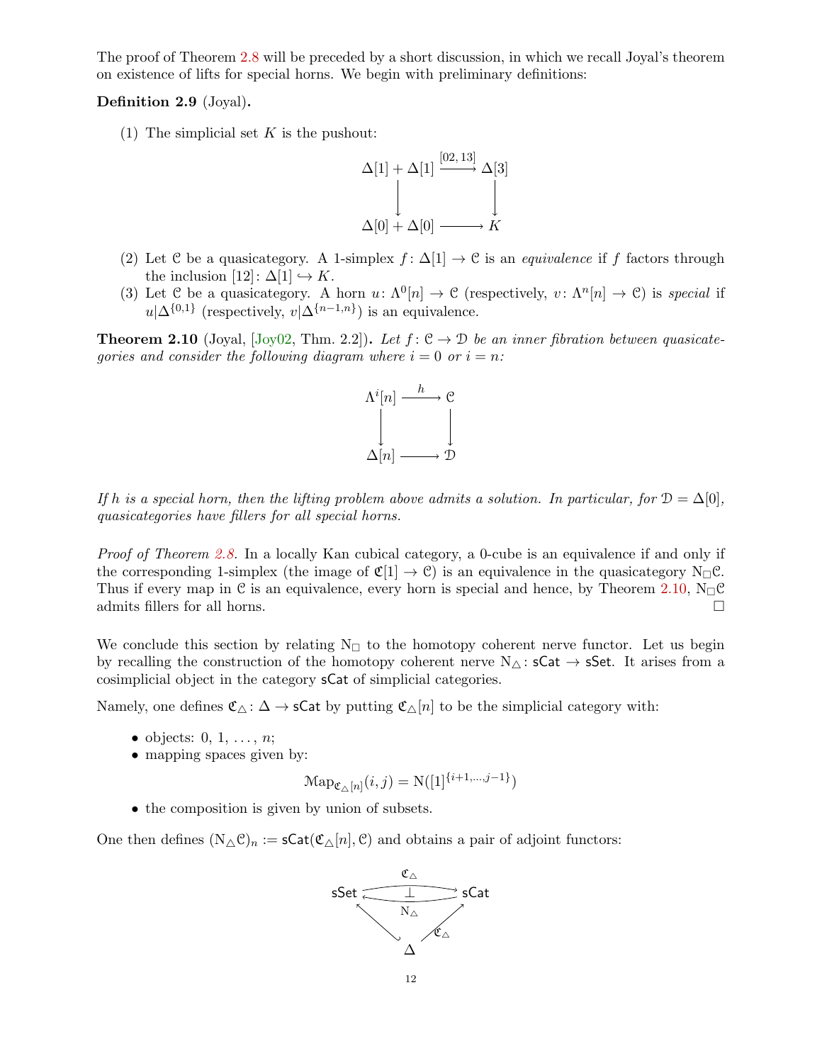The proof of Theorem 2.8 will be preceded by a short discussion, in which we recall Joyal's theorem on existence of lifts for special horns. We begin with preliminary definitions:

**Definition 2.9** (Joyal)**.**

(1) The simplicial set $K$ is the pushout:

$$\begin{array}{ccc} \Delta[1] + \Delta[1] & \xrightarrow{[02,13]} & \Delta[3] \\ \downarrow & & \downarrow \\ \Delta[0] + \Delta[0] & \longrightarrow & K \end{array}$$

(2) Let $\mathcal{C}$ be a quasicategory. A 1-simplex $f\colon \Delta[1] \to \mathcal{C}$ is an *equivalence* if $f$ factors through the inclusion $[12]\colon \Delta[1] \hookrightarrow K$.

(3) Let $\mathcal{C}$ be a quasicategory. A horn $u\colon \Lambda^0[n] \to \mathcal{C}$ (respectively, $v\colon \Lambda^n[n] \to \mathcal{C}$) is *special* if $u|\Delta^{\{0,1\}}$ (respectively, $v|\Delta^{\{n-1,n\}}$) is an equivalence.

**Theorem 2.10** (Joyal, [Joy02, Thm. 2.2])**.** *Let $f\colon \mathcal{C} \to \mathcal{D}$ be an inner fibration between quasicategories and consider the following diagram where $i = 0$ or $i = n$:*

$$\begin{array}{ccc} \Lambda^i[n] & \xrightarrow{h} & \mathcal{C} \\ \downarrow & & \downarrow \\ \Delta[n] & \longrightarrow & \mathcal{D} \end{array}$$

*If $h$ is a special horn, then the lifting problem above admits a solution. In particular, for $\mathcal{D} = \Delta[0]$, quasicategories have fillers for all special horns.*

*Proof of Theorem 2.8.* In a locally Kan cubical category, a 0-cube is an equivalence if and only if the corresponding 1-simplex (the image of $\mathfrak{C}[1] \to \mathcal{C}$) is an equivalence in the quasicategory $\mathrm{N}_\square\mathcal{C}$. Thus if every map in $\mathcal{C}$ is an equivalence, every horn is special and hence, by Theorem 2.10, $\mathrm{N}_\square\mathcal{C}$ admits fillers for all horns. $\square$

We conclude this section by relating $\mathrm{N}_\square$ to the homotopy coherent nerve functor. Let us begin by recalling the construction of the homotopy coherent nerve $\mathrm{N}_\triangle\colon \mathsf{sCat} \to \mathsf{sSet}$. It arises from a cosimplicial object in the category $\mathsf{sCat}$ of simplicial categories.

Namely, one defines $\mathfrak{C}_\triangle\colon \Delta \to \mathsf{sCat}$ by putting $\mathfrak{C}_\triangle[n]$ to be the simplicial category with:

- objects: $0, 1, \ldots, n$;
- mapping spaces given by:

$$\mathcal{M}\mathrm{ap}_{\mathfrak{C}_\triangle[n]}(i,j) = \mathrm{N}([1]^{\{i+1,\ldots,j-1\}})$$

- the composition is given by union of subsets.

One then defines $(\mathrm{N}_\triangle\mathcal{C})_n := \mathsf{sCat}(\mathfrak{C}_\triangle[n], \mathcal{C})$ and obtains a pair of adjoint functors:

$$\mathsf{sSet} \underset{\mathrm{N}_\triangle}{\overset{\mathfrak{C}_\triangle}{\rightleftarrows}} \mathsf{sCat}, \qquad \Delta \hookrightarrow \mathsf{sSet}, \quad \Delta \xrightarrow{\mathfrak{C}_\triangle} \mathsf{sCat}$$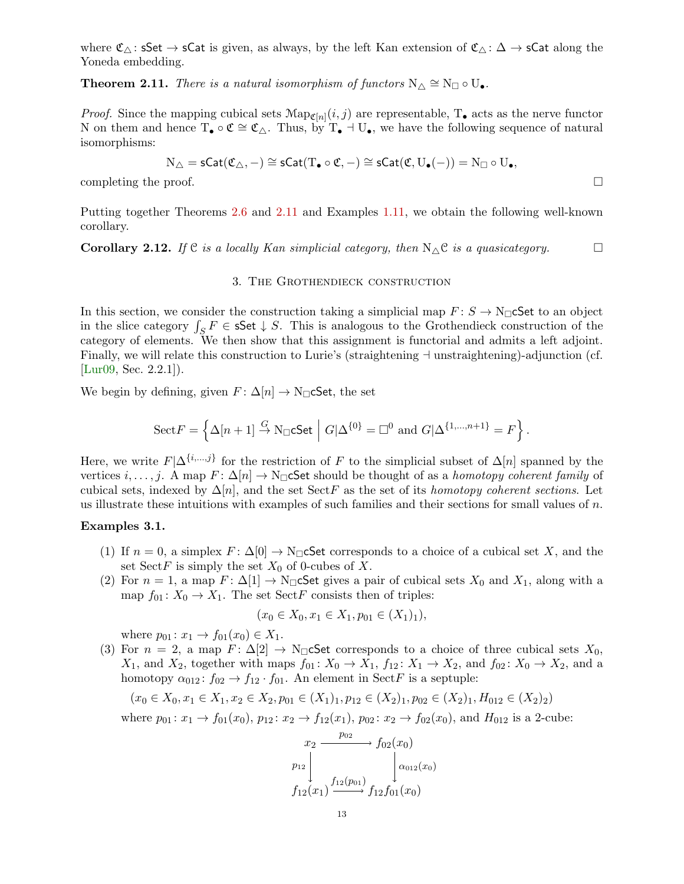where $\mathfrak{C}_\triangle\colon \mathsf{sSet} \to \mathsf{sCat}$ is given, as always, by the left Kan extension of $\mathfrak{C}_\triangle\colon \Delta \to \mathsf{sCat}$ along the Yoneda embedding.

**Theorem 2.11.** *There is a natural isomorphism of functors $\mathrm{N}_\triangle \cong \mathrm{N}_\square \circ \mathrm{U}_\bullet$.*

*Proof.* Since the mapping cubical sets $\mathcal{M}\mathrm{ap}_{\mathfrak{C}[n]}(i,j)$ are representable, $\mathrm{T}_\bullet$ acts as the nerve functor $\mathrm{N}$ on them and hence $\mathrm{T}_\bullet \circ \mathfrak{C} \cong \mathfrak{C}_\triangle$. Thus, by $\mathrm{T}_\bullet \dashv \mathrm{U}_\bullet$, we have the following sequence of natural isomorphisms:

$$\mathrm{N}_\triangle = \mathsf{sCat}(\mathfrak{C}_\triangle, -) \cong \mathsf{sCat}(\mathrm{T}_\bullet \circ \mathfrak{C}, -) \cong \mathsf{sCat}(\mathfrak{C}, \mathrm{U}_\bullet(-)) = \mathrm{N}_\square \circ \mathrm{U}_\bullet,$$

completing the proof. □

Putting together Theorems 2.6 and 2.11 and Examples 1.11, we obtain the following well-known corollary.

**Corollary 2.12.** *If $\mathcal{C}$ is a locally Kan simplicial category, then $\mathrm{N}_\triangle\mathcal{C}$ is a quasicategory.* □

## 3. The Grothendieck construction

In this section, we consider the construction taking a simplicial map $F\colon S \to \mathrm{N}_\square\mathsf{cSet}$ to an object in the slice category $\int_S F \in \mathsf{sSet} \downarrow S$. This is analogous to the Grothendieck construction of the category of elements. We then show that this assignment is functorial and admits a left adjoint. Finally, we will relate this construction to Lurie's (straightening $\dashv$ unstraightening)-adjunction (cf. [Lur09, Sec. 2.2.1]).

We begin by defining, given $F\colon \Delta[n] \to \mathrm{N}_\square\mathsf{cSet}$, the set

$$\mathrm{Sect}F = \left\{ \Delta[n+1] \xrightarrow{G} \mathrm{N}_\square\mathsf{cSet} \;\middle|\; G|\Delta^{\{0\}} = \square^0 \text{ and } G|\Delta^{\{1,\ldots,n+1\}} = F \right\}.$$

Here, we write $F|\Delta^{\{i,\ldots,j\}}$ for the restriction of $F$ to the simplicial subset of $\Delta[n]$ spanned by the vertices $i,\ldots,j$. A map $F\colon \Delta[n] \to \mathrm{N}_\square\mathsf{cSet}$ should be thought of as a *homotopy coherent family* of cubical sets, indexed by $\Delta[n]$, and the set $\mathrm{Sect}F$ as the set of its *homotopy coherent sections*. Let us illustrate these intuitions with examples of such families and their sections for small values of $n$.

**Examples 3.1.**

(1) If $n = 0$, a simplex $F\colon \Delta[0] \to \mathrm{N}_\square\mathsf{cSet}$ corresponds to a choice of a cubical set $X$, and the set $\mathrm{Sect}F$ is simply the set $X_0$ of 0-cubes of $X$.

(2) For $n = 1$, a map $F\colon \Delta[1] \to \mathrm{N}_\square\mathsf{cSet}$ gives a pair of cubical sets $X_0$ and $X_1$, along with a map $f_{01}\colon X_0 \to X_1$. The set $\mathrm{Sect}F$ consists then of triples:

$$(x_0 \in X_0, x_1 \in X_1, p_{01} \in (X_1)_1),$$

where $p_{01}\colon x_1 \to f_{01}(x_0) \in X_1$.

(3) For $n = 2$, a map $F\colon \Delta[2] \to \mathrm{N}_\square\mathsf{cSet}$ corresponds to a choice of three cubical sets $X_0$, $X_1$, and $X_2$, together with maps $f_{01}\colon X_0 \to X_1$, $f_{12}\colon X_1 \to X_2$, and $f_{02}\colon X_0 \to X_2$, and a homotopy $\alpha_{012}\colon f_{02} \to f_{12} \cdot f_{01}$. An element in $\mathrm{Sect}F$ is a septuple:

$$(x_0 \in X_0, x_1 \in X_1, x_2 \in X_2, p_{01} \in (X_1)_1, p_{12} \in (X_2)_1, p_{02} \in (X_2)_1, H_{012} \in (X_2)_2)$$

where $p_{01}\colon x_1 \to f_{01}(x_0)$, $p_{12}\colon x_2 \to f_{12}(x_1)$, $p_{02}\colon x_2 \to f_{02}(x_0)$, and $H_{012}$ is a 2-cube:

$$\begin{array}{ccc}
x_2 & \xrightarrow{\;p_{02}\;} & f_{02}(x_0) \\
{\scriptstyle p_{12}}\big\downarrow & & \big\downarrow{\scriptstyle \alpha_{012}(x_0)} \\
f_{12}(x_1) & \xrightarrow{\;f_{12}(p_{01})\;} & f_{12}f_{01}(x_0)
\end{array}$$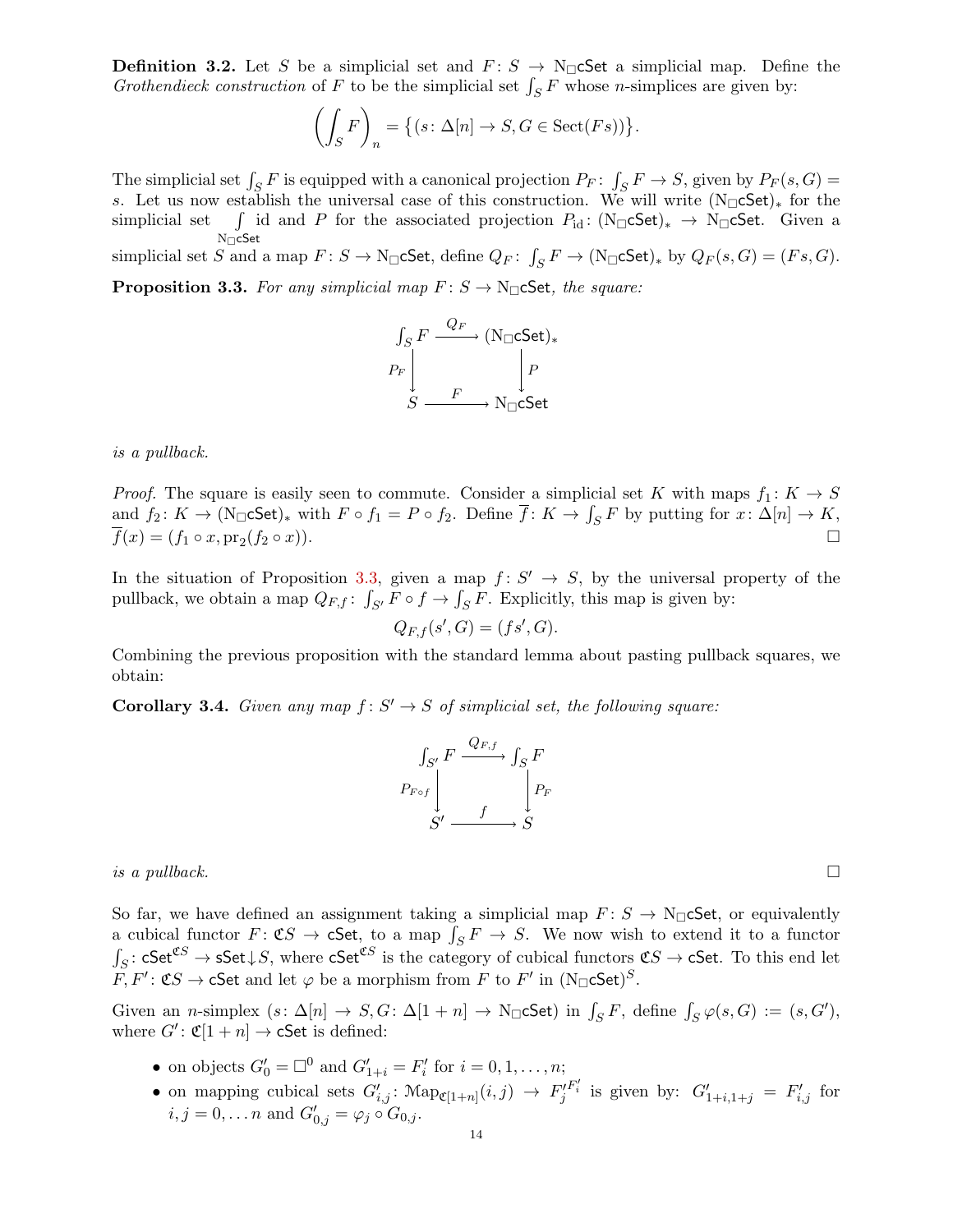**Definition 3.2.** Let $S$ be a simplicial set and $F\colon S \to \mathrm{N}_\square\mathsf{cSet}$ a simplicial map. Define the *Grothendieck construction* of $F$ to be the simplicial set $\int_S F$ whose $n$-simplices are given by:

$$\left(\int_S F\right)_n = \{(s\colon \Delta[n] \to S, G \in \mathrm{Sect}(Fs))\}.$$

The simplicial set $\int_S F$ is equipped with a canonical projection $P_F\colon \int_S F \to S$, given by $P_F(s, G) = s$. Let us now establish the universal case of this construction. We will write $(\mathrm{N}_\square\mathsf{cSet})_*$ for the simplicial set $\int\limits_{\mathrm{N}_\square\mathsf{cSet}} \mathrm{id}$ and $P$ for the associated projection $P_{\mathrm{id}}\colon (\mathrm{N}_\square\mathsf{cSet})_* \to \mathrm{N}_\square\mathsf{cSet}$. Given a simplicial set $S$ and a map $F\colon S \to \mathrm{N}_\square\mathsf{cSet}$, define $Q_F\colon \int_S F \to (\mathrm{N}_\square\mathsf{cSet})_*$ by $Q_F(s, G) = (Fs, G)$.

**Proposition 3.3.** *For any simplicial map $F\colon S \to \mathrm{N}_\square\mathsf{cSet}$, the square:*

$$\begin{array}{ccc} \int_S F & \xrightarrow{Q_F} & (\mathrm{N}_\square\mathsf{cSet})_* \\ {\scriptstyle P_F}\downarrow & & \downarrow{\scriptstyle P} \\ S & \xrightarrow{F} & \mathrm{N}_\square\mathsf{cSet} \end{array}$$

*is a pullback.*

*Proof.* The square is easily seen to commute. Consider a simplicial set $K$ with maps $f_1\colon K \to S$ and $f_2\colon K \to (\mathrm{N}_\square\mathsf{cSet})_*$ with $F \circ f_1 = P \circ f_2$. Define $\overline{f}\colon K \to \int_S F$ by putting for $x\colon \Delta[n] \to K$, $\overline{f}(x) = (f_1 \circ x, \mathrm{pr}_2(f_2 \circ x))$. $\square$

In the situation of Proposition 3.3, given a map $f\colon S' \to S$, by the universal property of the pullback, we obtain a map $Q_{F,f}\colon \int_{S'} F \circ f \to \int_S F$. Explicitly, this map is given by:

$$Q_{F,f}(s', G) = (fs', G).$$

Combining the previous proposition with the standard lemma about pasting pullback squares, we obtain:

**Corollary 3.4.** *Given any map $f\colon S' \to S$ of simplicial set, the following square:*

$$\begin{array}{ccc} \int_{S'} F & \xrightarrow{Q_{F,f}} & \int_S F \\ {\scriptstyle P_{F\circ f}}\downarrow & & \downarrow{\scriptstyle P_F} \\ S' & \xrightarrow{f} & S \end{array}$$

*is a pullback.* $\square$

So far, we have defined an assignment taking a simplicial map $F\colon S \to \mathrm{N}_\square\mathsf{cSet}$, or equivalently a cubical functor $F\colon \mathfrak{C}S \to \mathsf{cSet}$, to a map $\int_S F \to S$. We now wish to extend it to a functor $\int_S\colon \mathsf{cSet}^{\mathfrak{C}S} \to \mathsf{sSet}{\downarrow}S$, where $\mathsf{cSet}^{\mathfrak{C}S}$ is the category of cubical functors $\mathfrak{C}S \to \mathsf{cSet}$. To this end let $F, F'\colon \mathfrak{C}S \to \mathsf{cSet}$ and let $\varphi$ be a morphism from $F$ to $F'$ in $(\mathrm{N}_\square\mathsf{cSet})^S$.

Given an $n$-simplex $(s\colon \Delta[n] \to S, G\colon \Delta[1+n] \to \mathrm{N}_\square\mathsf{cSet})$ in $\int_S F$, define $\int_S \varphi(s, G) := (s, G')$, where $G'\colon \mathfrak{C}[1+n] \to \mathsf{cSet}$ is defined:

- on objects $G'_0 = \square^0$ and $G'_{1+i} = F'_i$ for $i = 0, 1, \ldots, n$;
- on mapping cubical sets $G'_{i,j}\colon \mathcal{M}\mathrm{ap}_{\mathfrak{C}[1+n]}(i,j) \to F_j'^{F'_i}$ is given by: $G'_{1+i,1+j} = F'_{i,j}$ for $i, j = 0, \ldots n$ and $G'_{0,j} = \varphi_j \circ G_{0,j}$.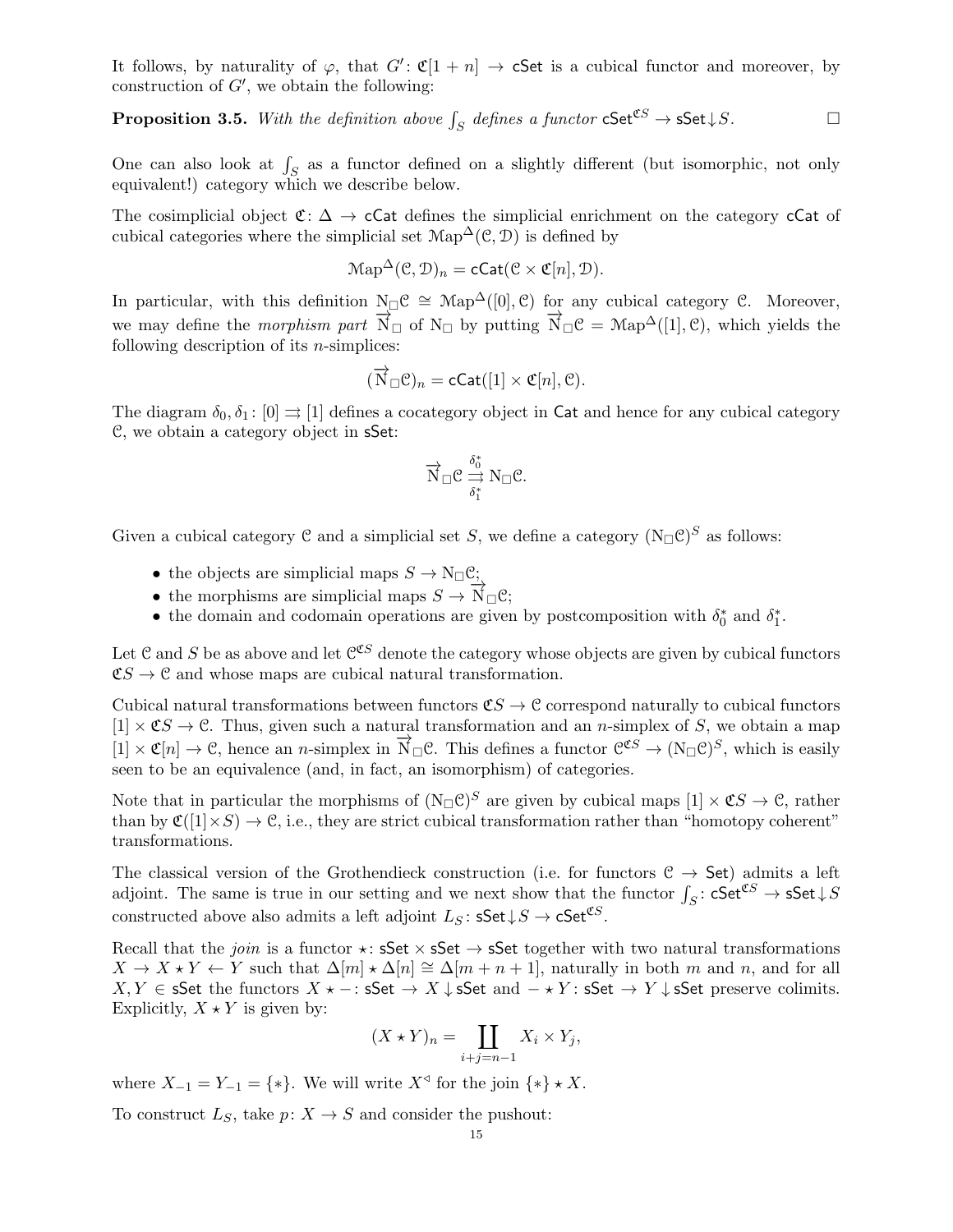It follows, by naturality of $\varphi$, that $G' \colon \mathfrak{C}[1+n] \to \mathsf{cSet}$ is a cubical functor and moreover, by construction of $G'$, we obtain the following:

**Proposition 3.5.** *With the definition above $\int_S$ defines a functor $\mathsf{cSet}^{\mathfrak{C}S} \to \mathsf{sSet}{\downarrow}S$.* $\square$

One can also look at $\int_S$ as a functor defined on a slightly different (but isomorphic, not only equivalent!) category which we describe below.

The cosimplicial object $\mathfrak{C} \colon \Delta \to \mathsf{cCat}$ defines the simplicial enrichment on the category $\mathsf{cCat}$ of cubical categories where the simplicial set $\mathcal{M}\mathrm{ap}^{\Delta}(\mathcal{C}, \mathcal{D})$ is defined by

$$\mathcal{M}\mathrm{ap}^{\Delta}(\mathcal{C}, \mathcal{D})_n = \mathsf{cCat}(\mathcal{C} \times \mathfrak{C}[n], \mathcal{D}).$$

In particular, with this definition $\mathrm{N}_{\square}\mathcal{C} \cong \mathcal{M}\mathrm{ap}^{\Delta}([0], \mathcal{C})$ for any cubical category $\mathcal{C}$. Moreover, we may define the *morphism part* $\overrightarrow{\mathrm{N}}_{\square}$ of $\mathrm{N}_{\square}$ by putting $\overrightarrow{\mathrm{N}}_{\square}\mathcal{C} = \mathcal{M}\mathrm{ap}^{\Delta}([1], \mathcal{C})$, which yields the following description of its $n$-simplices:

$$(\overrightarrow{\mathrm{N}}_{\square}\mathcal{C})_n = \mathsf{cCat}([1] \times \mathfrak{C}[n], \mathcal{C}).$$

The diagram $\delta_0, \delta_1 \colon [0] \rightrightarrows [1]$ defines a cocategory object in $\mathsf{Cat}$ and hence for any cubical category $\mathcal{C}$, we obtain a category object in $\mathsf{sSet}$:

$$\overrightarrow{\mathrm{N}}_{\square}\mathcal{C} \underset{\delta_1^*}{\overset{\delta_0^*}{\rightrightarrows}} \mathrm{N}_{\square}\mathcal{C}.$$

Given a cubical category $\mathcal{C}$ and a simplicial set $S$, we define a category $(\mathrm{N}_{\square}\mathcal{C})^S$ as follows:

- the objects are simplicial maps $S \to \mathrm{N}_{\square}\mathcal{C}$;
- the morphisms are simplicial maps $S \to \overrightarrow{\mathrm{N}}_{\square}\mathcal{C}$;
- the domain and codomain operations are given by postcomposition with $\delta_0^*$ and $\delta_1^*$.

Let $\mathcal{C}$ and $S$ be as above and let $\mathcal{C}^{\mathfrak{C}S}$ denote the category whose objects are given by cubical functors $\mathfrak{C}S \to \mathcal{C}$ and whose maps are cubical natural transformation.

Cubical natural transformations between functors $\mathfrak{C}S \to \mathcal{C}$ correspond naturally to cubical functors $[1] \times \mathfrak{C}S \to \mathcal{C}$. Thus, given such a natural transformation and an $n$-simplex of $S$, we obtain a map $[1] \times \mathfrak{C}[n] \to \mathcal{C}$, hence an $n$-simplex in $\overrightarrow{\mathrm{N}}_{\square}\mathcal{C}$. This defines a functor $\mathcal{C}^{\mathfrak{C}S} \to (\mathrm{N}_{\square}\mathcal{C})^S$, which is easily seen to be an equivalence (and, in fact, an isomorphism) of categories.

Note that in particular the morphisms of $(\mathrm{N}_{\square}\mathcal{C})^S$ are given by cubical maps $[1] \times \mathfrak{C}S \to \mathcal{C}$, rather than by $\mathfrak{C}([1] \times S) \to \mathcal{C}$, i.e., they are strict cubical transformation rather than "homotopy coherent" transformations.

The classical version of the Grothendieck construction (i.e. for functors $\mathcal{C} \to \mathsf{Set}$) admits a left adjoint. The same is true in our setting and we next show that the functor $\int_S \colon \mathsf{cSet}^{\mathfrak{C}S} \to \mathsf{sSet}{\downarrow}S$ constructed above also admits a left adjoint $L_S \colon \mathsf{sSet}{\downarrow}S \to \mathsf{cSet}^{\mathfrak{C}S}$.

Recall that the *join* is a functor $\star \colon \mathsf{sSet} \times \mathsf{sSet} \to \mathsf{sSet}$ together with two natural transformations $X \to X \star Y \leftarrow Y$ such that $\Delta[m] \star \Delta[n] \cong \Delta[m+n+1]$, naturally in both $m$ and $n$, and for all $X, Y \in \mathsf{sSet}$ the functors $X \star - \colon \mathsf{sSet} \to X \downarrow \mathsf{sSet}$ and $- \star Y \colon \mathsf{sSet} \to Y \downarrow \mathsf{sSet}$ preserve colimits. Explicitly, $X \star Y$ is given by:

$$(X \star Y)_n = \coprod_{i+j=n-1} X_i \times Y_j,$$

where $X_{-1} = Y_{-1} = \{*\}$. We will write $X^{\triangleleft}$ for the join $\{*\} \star X$.

To construct $L_S$, take $p \colon X \to S$ and consider the pushout: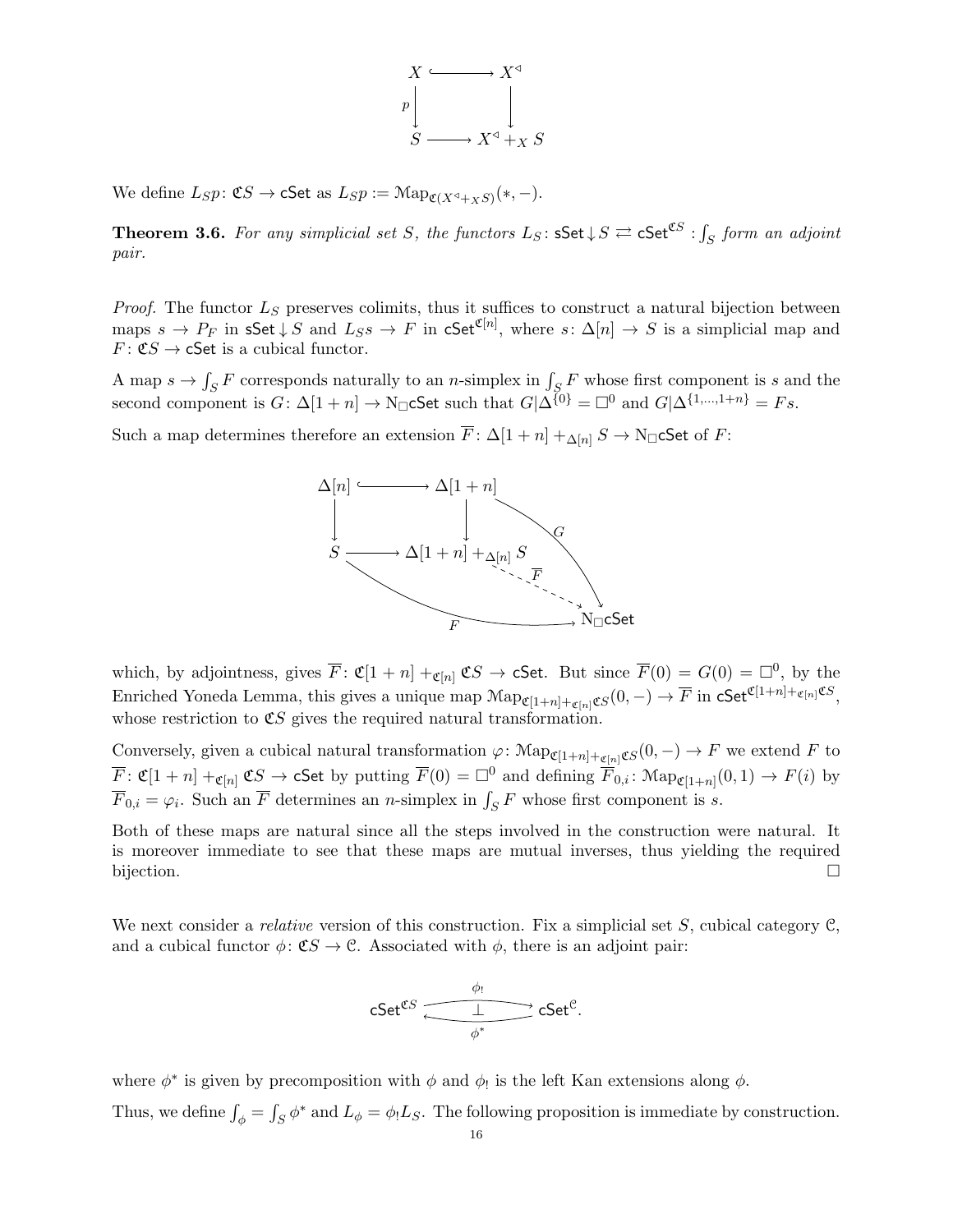$$\begin{array}{ccc} X & \hookrightarrow & X^{\triangleleft} \\ {\scriptstyle p}\downarrow & & \downarrow \\ S & \longrightarrow & X^{\triangleleft} +_X S \end{array}$$

We define $L_S p \colon \mathfrak{C}S \to \mathsf{cSet}$ as $L_S p := \mathcal{M}\mathrm{ap}_{\mathfrak{C}(X^{\triangleleft}+_X S)}(*, -)$.

**Theorem 3.6.** *For any simplicial set $S$, the functors $L_S \colon \mathsf{sSet}\downarrow S \rightleftarrows \mathsf{cSet}^{\mathfrak{C}S} : \int_S$ form an adjoint pair.*

*Proof.* The functor $L_S$ preserves colimits, thus it suffices to construct a natural bijection between maps $s \to P_F$ in $\mathsf{sSet}\downarrow S$ and $L_S s \to F$ in $\mathsf{cSet}^{\mathfrak{C}[n]}$, where $s \colon \Delta[n] \to S$ is a simplicial map and $F \colon \mathfrak{C}S \to \mathsf{cSet}$ is a cubical functor.

A map $s \to \int_S F$ corresponds naturally to an $n$-simplex in $\int_S F$ whose first component is $s$ and the second component is $G \colon \Delta[1+n] \to \mathrm{N}_\square\mathsf{cSet}$ such that $G|\Delta^{\{0\}} = \square^0$ and $G|\Delta^{\{1,\ldots,1+n\}} = Fs$.

Such a map determines therefore an extension $\overline{F} \colon \Delta[1+n] +_{\Delta[n]} S \to \mathrm{N}_\square\mathsf{cSet}$ of $F$:

$$\begin{array}{ccc} \Delta[n] & \hookrightarrow & \Delta[1+n] \\ \downarrow & & \downarrow \quad \searrow^{G} \\ S & \longrightarrow & \Delta[1+n] +_{\Delta[n]} S \overset{\overline{F}}{\dashrightarrow} \mathrm{N}_\square\mathsf{cSet} \end{array}$$

(with $F \colon S \to \mathrm{N}_\square\mathsf{cSet}$ the bottom curved arrow)

which, by adjointness, gives $\overline{F} \colon \mathfrak{C}[1+n] +_{\mathfrak{C}[n]} \mathfrak{C}S \to \mathsf{cSet}$. But since $\overline{F}(0) = G(0) = \square^0$, by the Enriched Yoneda Lemma, this gives a unique map $\mathcal{M}\mathrm{ap}_{\mathfrak{C}[1+n]+_{\mathfrak{C}[n]}\mathfrak{C}S}(0,-) \to \overline{F}$ in $\mathsf{cSet}^{\mathfrak{C}[1+n]+_{\mathfrak{C}[n]}\mathfrak{C}S}$, whose restriction to $\mathfrak{C}S$ gives the required natural transformation.

Conversely, given a cubical natural transformation $\varphi \colon \mathcal{M}\mathrm{ap}_{\mathfrak{C}[1+n]+_{\mathfrak{C}[n]}\mathfrak{C}S}(0,-) \to F$ we extend $F$ to $\overline{F} \colon \mathfrak{C}[1+n] +_{\mathfrak{C}[n]} \mathfrak{C}S \to \mathsf{cSet}$ by putting $\overline{F}(0) = \square^0$ and defining $\overline{F}_{0,i} \colon \mathcal{M}\mathrm{ap}_{\mathfrak{C}[1+n]}(0,1) \to F(i)$ by $\overline{F}_{0,i} = \varphi_i$. Such an $\overline{F}$ determines an $n$-simplex in $\int_S F$ whose first component is $s$.

Both of these maps are natural since all the steps involved in the construction were natural. It is moreover immediate to see that these maps are mutual inverses, thus yielding the required bijection. $\square$

We next consider a *relative* version of this construction. Fix a simplicial set $S$, cubical category $\mathcal{C}$, and a cubical functor $\phi \colon \mathfrak{C}S \to \mathcal{C}$. Associated with $\phi$, there is an adjoint pair:

$$\mathsf{cSet}^{\mathfrak{C}S} \underset{\phi^*}{\overset{\phi_!}{\rightleftarrows}} \mathsf{cSet}^{\mathcal{C}}.$$

where $\phi^*$ is given by precomposition with $\phi$ and $\phi_!$ is the left Kan extensions along $\phi$.

Thus, we define $\int_\phi = \int_S \phi^*$ and $L_\phi = \phi_! L_S$. The following proposition is immediate by construction.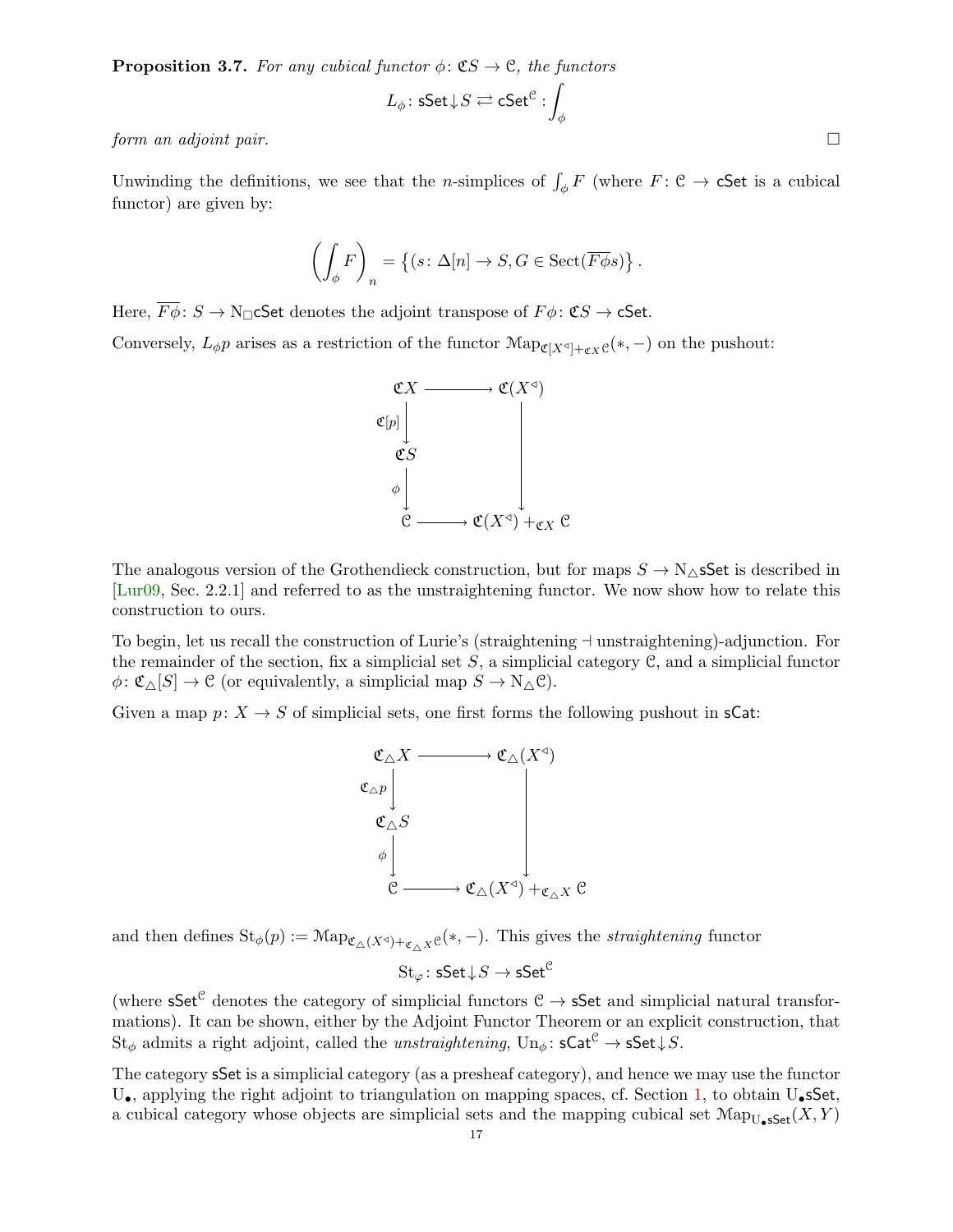**Proposition 3.7.** *For any cubical functor $\phi\colon \mathfrak{C}S \to \mathcal{C}$, the functors*

$$L_\phi\colon \mathsf{sSet}{\downarrow}S \rightleftarrows \mathsf{cSet}^{\mathcal{C}} : \int_\phi$$

*form an adjoint pair.* □

Unwinding the definitions, we see that the $n$-simplices of $\int_\phi F$ (where $F\colon \mathcal{C} \to \mathsf{cSet}$ is a cubical functor) are given by:

$$\left(\int_\phi F\right)_n = \left\{(s\colon \Delta[n] \to S, G \in \mathrm{Sect}(\overline{F\phi}s)\right\}.$$

Here, $\overline{F\phi}\colon S \to \mathrm{N}_\square\mathsf{cSet}$ denotes the adjoint transpose of $F\phi\colon \mathfrak{C}S \to \mathsf{cSet}$.

Conversely, $L_\phi p$ arises as a restriction of the functor $\mathcal{M}\mathrm{ap}_{\mathfrak{C}[X^\triangleleft]+_{\mathfrak{C}X}\mathcal{C}}(*,-)$ on the pushout:

$$\begin{array}{ccc}
\mathfrak{C}X & \longrightarrow & \mathfrak{C}(X^\triangleleft) \\
\downarrow{\scriptstyle \mathfrak{C}[p]} & & \\
\mathfrak{C}S & & \downarrow \\
\downarrow{\scriptstyle \phi} & & \\
\mathcal{C} & \longrightarrow & \mathfrak{C}(X^\triangleleft) +_{\mathfrak{C}X} \mathcal{C}
\end{array}$$

The analogous version of the Grothendieck construction, but for maps $S \to \mathrm{N}_\triangle\mathsf{sSet}$ is described in [Lur09, Sec. 2.2.1] and referred to as the unstraightening functor. We now show how to relate this construction to ours.

To begin, let us recall the construction of Lurie's (straightening ⊣ unstraightening)-adjunction. For the remainder of the section, fix a simplicial set $S$, a simplicial category $\mathcal{C}$, and a simplicial functor $\phi\colon \mathfrak{C}_\triangle[S] \to \mathcal{C}$ (or equivalently, a simplicial map $S \to \mathrm{N}_\triangle\mathcal{C}$).

Given a map $p\colon X \to S$ of simplicial sets, one first forms the following pushout in $\mathsf{sCat}$:

$$\begin{array}{ccc}
\mathfrak{C}_\triangle X & \longrightarrow & \mathfrak{C}_\triangle(X^\triangleleft) \\
\downarrow{\scriptstyle \mathfrak{C}_\triangle p} & & \\
\mathfrak{C}_\triangle S & & \downarrow \\
\downarrow{\scriptstyle \phi} & & \\
\mathcal{C} & \longrightarrow & \mathfrak{C}_\triangle(X^\triangleleft) +_{\mathfrak{C}_\triangle X} \mathcal{C}
\end{array}$$

and then defines $\mathrm{St}_\phi(p) := \mathcal{M}\mathrm{ap}_{\mathfrak{C}_\triangle(X^\triangleleft)+_{\mathfrak{C}_\triangle X}\mathcal{C}}(*,-)$. This gives the *straightening* functor

$$\mathrm{St}_\varphi\colon \mathsf{sSet}{\downarrow}S \to \mathsf{sSet}^{\mathcal{C}}$$

(where $\mathsf{sSet}^{\mathcal{C}}$ denotes the category of simplicial functors $\mathcal{C} \to \mathsf{sSet}$ and simplicial natural transformations). It can be shown, either by the Adjoint Functor Theorem or an explicit construction, that $\mathrm{St}_\phi$ admits a right adjoint, called the *unstraightening*, $\mathrm{Un}_\phi\colon \mathsf{sCat}^{\mathcal{C}} \to \mathsf{sSet}{\downarrow}S$.

The category $\mathsf{sSet}$ is a simplicial category (as a presheaf category), and hence we may use the functor $\mathrm{U}_\bullet$, applying the right adjoint to triangulation on mapping spaces, cf. Section 1, to obtain $\mathrm{U}_\bullet\mathsf{sSet}$, a cubical category whose objects are simplicial sets and the mapping cubical set $\mathcal{M}\mathrm{ap}_{\mathrm{U}_\bullet\mathsf{sSet}}(X,Y)$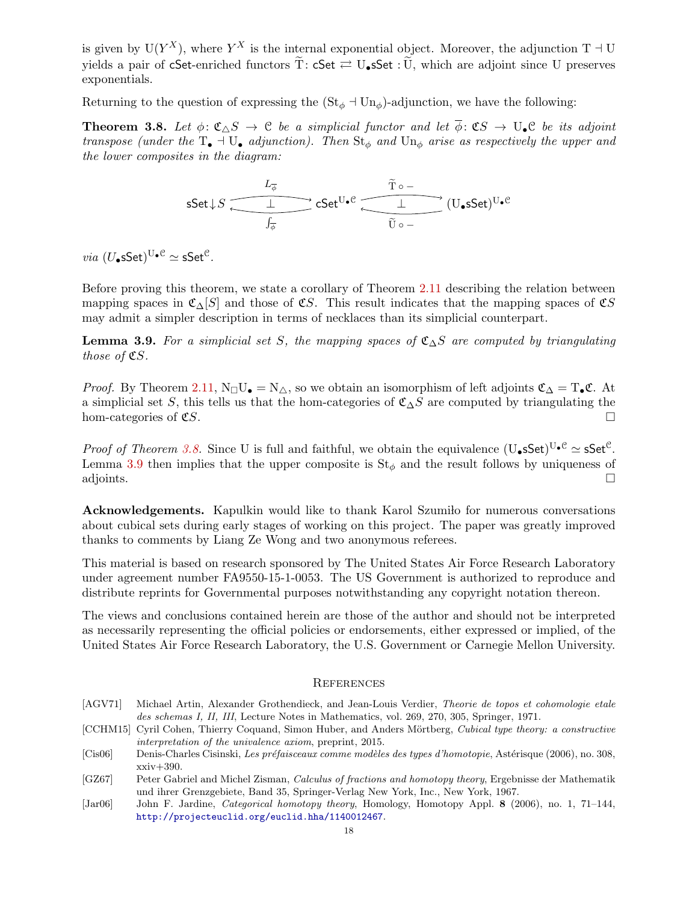is given by $\mathrm{U}(Y^X)$, where $Y^X$ is the internal exponential object. Moreover, the adjunction $\mathrm{T} \dashv \mathrm{U}$ yields a pair of $\mathsf{cSet}$-enriched functors $\widetilde{\mathrm{T}} \colon \mathsf{cSet} \rightleftarrows \mathrm{U}_\bullet\mathsf{sSet} : \widetilde{\mathrm{U}}$, which are adjoint since $\mathrm{U}$ preserves exponentials.

Returning to the question of expressing the $(\mathrm{St}_\phi \dashv \mathrm{Un}_\phi)$-adjunction, we have the following:

**Theorem 3.8.** *Let $\phi \colon \mathfrak{C}_\triangle S \to \mathcal{C}$ be a simplicial functor and let $\overline{\phi} \colon \mathfrak{C}S \to \mathrm{U}_\bullet\mathcal{C}$ be its adjoint transpose (under the $\mathrm{T}_\bullet \dashv \mathrm{U}_\bullet$ adjunction). Then $\mathrm{St}_\phi$ and $\mathrm{Un}_\phi$ arise as respectively the upper and the lower composites in the diagram:*

$$\mathsf{sSet}{\downarrow}S \underset{\int_{\overline{\phi}}}{\overset{L_{\overline{\phi}}}{\rightleftarrows}} \mathsf{cSet}^{\mathrm{U}_\bullet\mathcal{C}} \underset{\widetilde{\mathrm{U}}\circ -}{\overset{\widetilde{\mathrm{T}}\circ -}{\rightleftarrows}} (\mathrm{U}_\bullet\mathsf{sSet})^{\mathrm{U}_\bullet\mathcal{C}}$$

*via $(U_\bullet\mathsf{sSet})^{\mathrm{U}_\bullet\mathcal{C}} \simeq \mathsf{sSet}^{\mathcal{C}}$.*

Before proving this theorem, we state a corollary of Theorem 2.11 describing the relation between mapping spaces in $\mathfrak{C}_\Delta[S]$ and those of $\mathfrak{C}S$. This result indicates that the mapping spaces of $\mathfrak{C}S$ may admit a simpler description in terms of necklaces than its simplicial counterpart.

**Lemma 3.9.** *For a simplicial set $S$, the mapping spaces of $\mathfrak{C}_\triangle S$ are computed by triangulating those of $\mathfrak{C}S$.*

*Proof.* By Theorem 2.11, $\mathrm{N}_\square\mathrm{U}_\bullet = \mathrm{N}_\triangle$, so we obtain an isomorphism of left adjoints $\mathfrak{C}_\Delta = \mathrm{T}_\bullet\mathfrak{C}$. At a simplicial set $S$, this tells us that the hom-categories of $\mathfrak{C}_\triangle S$ are computed by triangulating the hom-categories of $\mathfrak{C}S$. $\square$

*Proof of Theorem 3.8.* Since $\mathrm{U}$ is full and faithful, we obtain the equivalence $(\mathrm{U}_\bullet\mathsf{sSet})^{\mathrm{U}_\bullet\mathcal{C}} \simeq \mathsf{sSet}^{\mathcal{C}}$. Lemma 3.9 then implies that the upper composite is $\mathrm{St}_\phi$ and the result follows by uniqueness of adjoints. $\square$

**Acknowledgements.** Kapulkin would like to thank Karol Szumiło for numerous conversations about cubical sets during early stages of working on this project. The paper was greatly improved thanks to comments by Liang Ze Wong and two anonymous referees.

This material is based on research sponsored by The United States Air Force Research Laboratory under agreement number FA9550-15-1-0053. The US Government is authorized to reproduce and distribute reprints for Governmental purposes notwithstanding any copyright notation thereon.

The views and conclusions contained herein are those of the author and should not be interpreted as necessarily representing the official policies or endorsements, either expressed or implied, of the United States Air Force Research Laboratory, the U.S. Government or Carnegie Mellon University.

## References

[AGV71] Michael Artin, Alexander Grothendieck, and Jean-Louis Verdier, *Theorie de topos et cohomologie etale des schemas I, II, III*, Lecture Notes in Mathematics, vol. 269, 270, 305, Springer, 1971.

[CCHM15] Cyril Cohen, Thierry Coquand, Simon Huber, and Anders Mörtberg, *Cubical type theory: a constructive interpretation of the univalence axiom*, preprint, 2015.

[Cis06] Denis-Charles Cisinski, *Les préfaisceaux comme modèles des types d'homotopie*, Astérisque (2006), no. 308, xxiv+390.

[GZ67] Peter Gabriel and Michel Zisman, *Calculus of fractions and homotopy theory*, Ergebnisse der Mathematik und ihrer Grenzgebiete, Band 35, Springer-Verlag New York, Inc., New York, 1967.

[Jar06] John F. Jardine, *Categorical homotopy theory*, Homology, Homotopy Appl. **8** (2006), no. 1, 71–144, http://projecteuclid.org/euclid.hha/1140012467.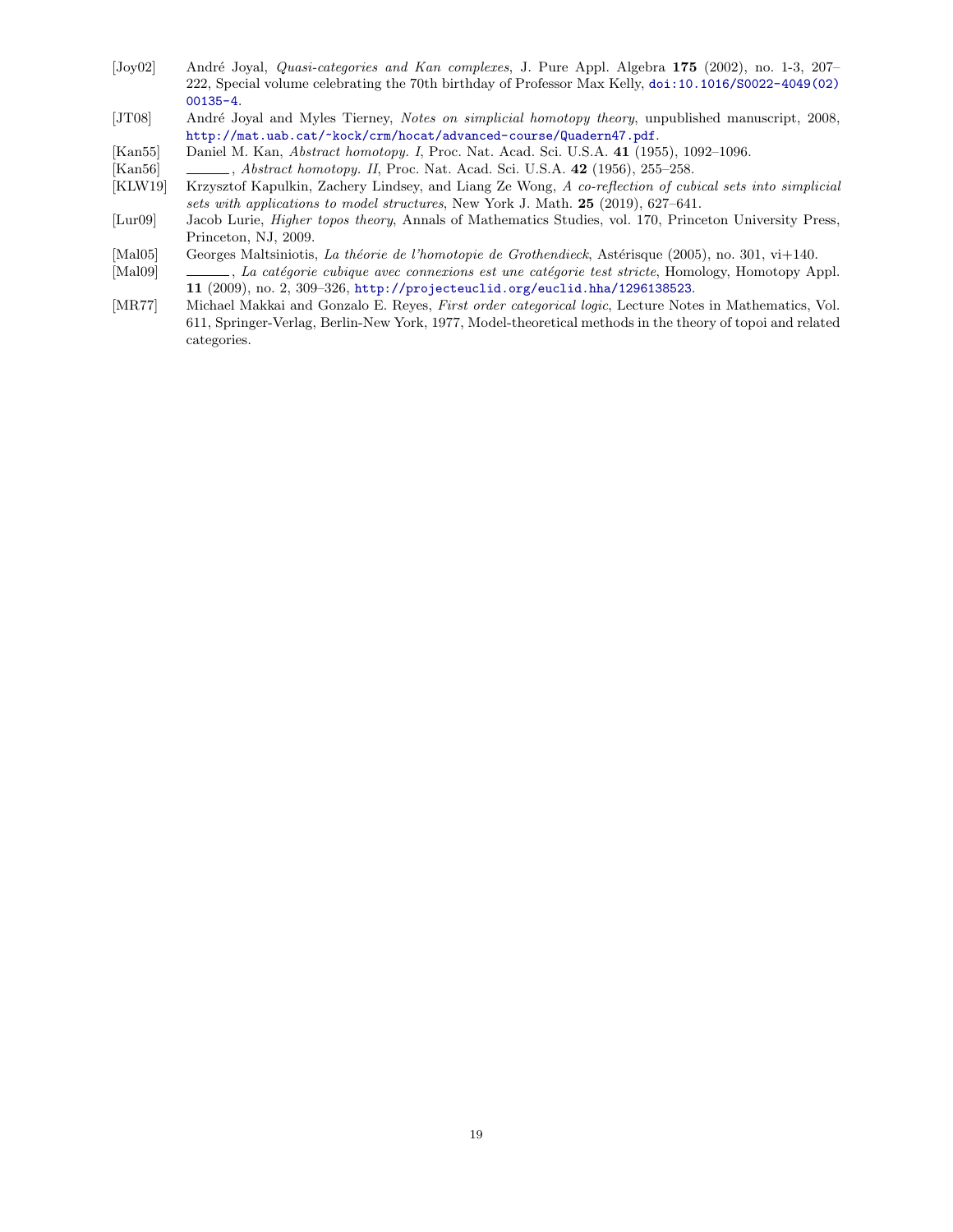[Joy02] André Joyal, *Quasi-categories and Kan complexes*, J. Pure Appl. Algebra **175** (2002), no. 1-3, 207–222, Special volume celebrating the 70th birthday of Professor Max Kelly, doi:10.1016/S0022-4049(02)00135-4.

[JT08] André Joyal and Myles Tierney, *Notes on simplicial homotopy theory*, unpublished manuscript, 2008, http://mat.uab.cat/~kock/crm/hocat/advanced-course/Quadern47.pdf.

[Kan55] Daniel M. Kan, *Abstract homotopy. I*, Proc. Nat. Acad. Sci. U.S.A. **41** (1955), 1092–1096.

[Kan56] ______, *Abstract homotopy. II*, Proc. Nat. Acad. Sci. U.S.A. **42** (1956), 255–258.

[KLW19] Krzysztof Kapulkin, Zachery Lindsey, and Liang Ze Wong, *A co-reflection of cubical sets into simplicial sets with applications to model structures*, New York J. Math. **25** (2019), 627–641.

[Lur09] Jacob Lurie, *Higher topos theory*, Annals of Mathematics Studies, vol. 170, Princeton University Press, Princeton, NJ, 2009.

[Mal05] Georges Maltsiniotis, *La théorie de l'homotopie de Grothendieck*, Astérisque (2005), no. 301, vi+140.

[Mal09] ______, *La catégorie cubique avec connexions est une catégorie test stricte*, Homology, Homotopy Appl. **11** (2009), no. 2, 309–326, http://projecteuclid.org/euclid.hha/1296138523.

[MR77] Michael Makkai and Gonzalo E. Reyes, *First order categorical logic*, Lecture Notes in Mathematics, Vol. 611, Springer-Verlag, Berlin-New York, 1977, Model-theoretical methods in the theory of topoi and related categories.